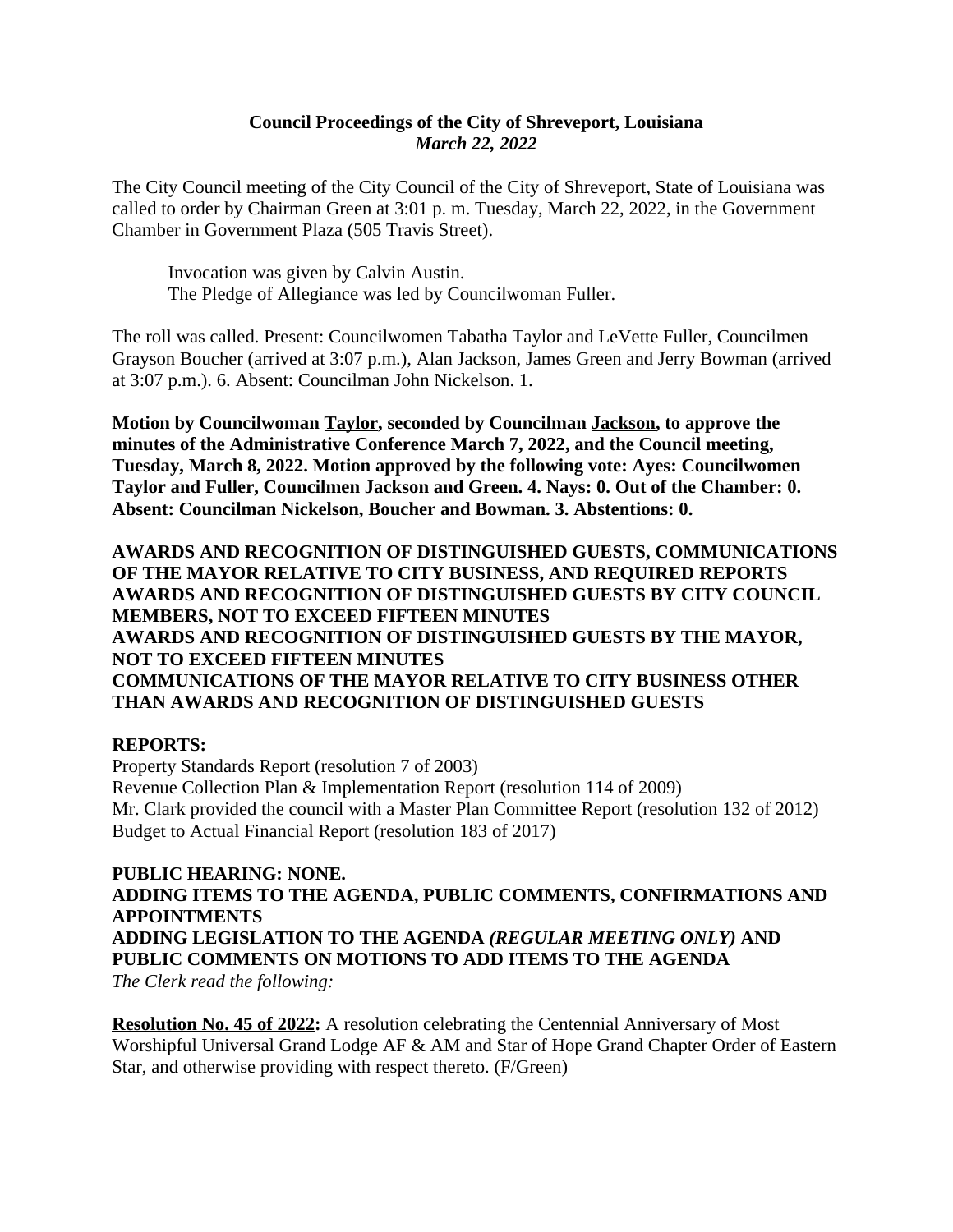**Council Proceedings of the City of Shreveport, Louisiana**
*March 22, 2022*

The City Council meeting of the City Council of the City of Shreveport, State of Louisiana was called to order by Chairman Green at 3:01 p. m. Tuesday, March 22, 2022, in the Government Chamber in Government Plaza (505 Travis Street).

Invocation was given by Calvin Austin.
The Pledge of Allegiance was led by Councilwoman Fuller.

The roll was called. Present: Councilwomen Tabatha Taylor and LeVette Fuller, Councilmen Grayson Boucher (arrived at 3:07 p.m.), Alan Jackson, James Green and Jerry Bowman (arrived at 3:07 p.m.). 6. Absent: Councilman John Nickelson. 1.

**Motion by Councilwoman Taylor, seconded by Councilman Jackson, to approve the minutes of the Administrative Conference March 7, 2022, and the Council meeting, Tuesday, March 8, 2022. Motion approved by the following vote: Ayes: Councilwomen Taylor and Fuller, Councilmen Jackson and Green. 4. Nays: 0. Out of the Chamber: 0. Absent: Councilman Nickelson, Boucher and Bowman. 3. Abstentions: 0.**

**AWARDS AND RECOGNITION OF DISTINGUISHED GUESTS, COMMUNICATIONS OF THE MAYOR RELATIVE TO CITY BUSINESS, AND REQUIRED REPORTS**
**AWARDS AND RECOGNITION OF DISTINGUISHED GUESTS BY CITY COUNCIL MEMBERS, NOT TO EXCEED FIFTEEN MINUTES**
**AWARDS AND RECOGNITION OF DISTINGUISHED GUESTS BY THE MAYOR, NOT TO EXCEED FIFTEEN MINUTES**
**COMMUNICATIONS OF THE MAYOR RELATIVE TO CITY BUSINESS OTHER THAN AWARDS AND RECOGNITION OF DISTINGUISHED GUESTS**

**REPORTS:**
Property Standards Report (resolution 7 of 2003)
Revenue Collection Plan & Implementation Report (resolution 114 of 2009)
Mr. Clark provided the council with a Master Plan Committee Report (resolution 132 of 2012)
Budget to Actual Financial Report (resolution 183 of 2017)

**PUBLIC HEARING: NONE.**
**ADDING ITEMS TO THE AGENDA, PUBLIC COMMENTS, CONFIRMATIONS AND APPOINTMENTS**
**ADDING LEGISLATION TO THE AGENDA *(REGULAR MEETING ONLY)* AND PUBLIC COMMENTS ON MOTIONS TO ADD ITEMS TO THE AGENDA**
*The Clerk read the following:*

**Resolution No. 45 of 2022:** A resolution celebrating the Centennial Anniversary of Most Worshipful Universal Grand Lodge AF & AM and Star of Hope Grand Chapter Order of Eastern Star, and otherwise providing with respect thereto. (F/Green)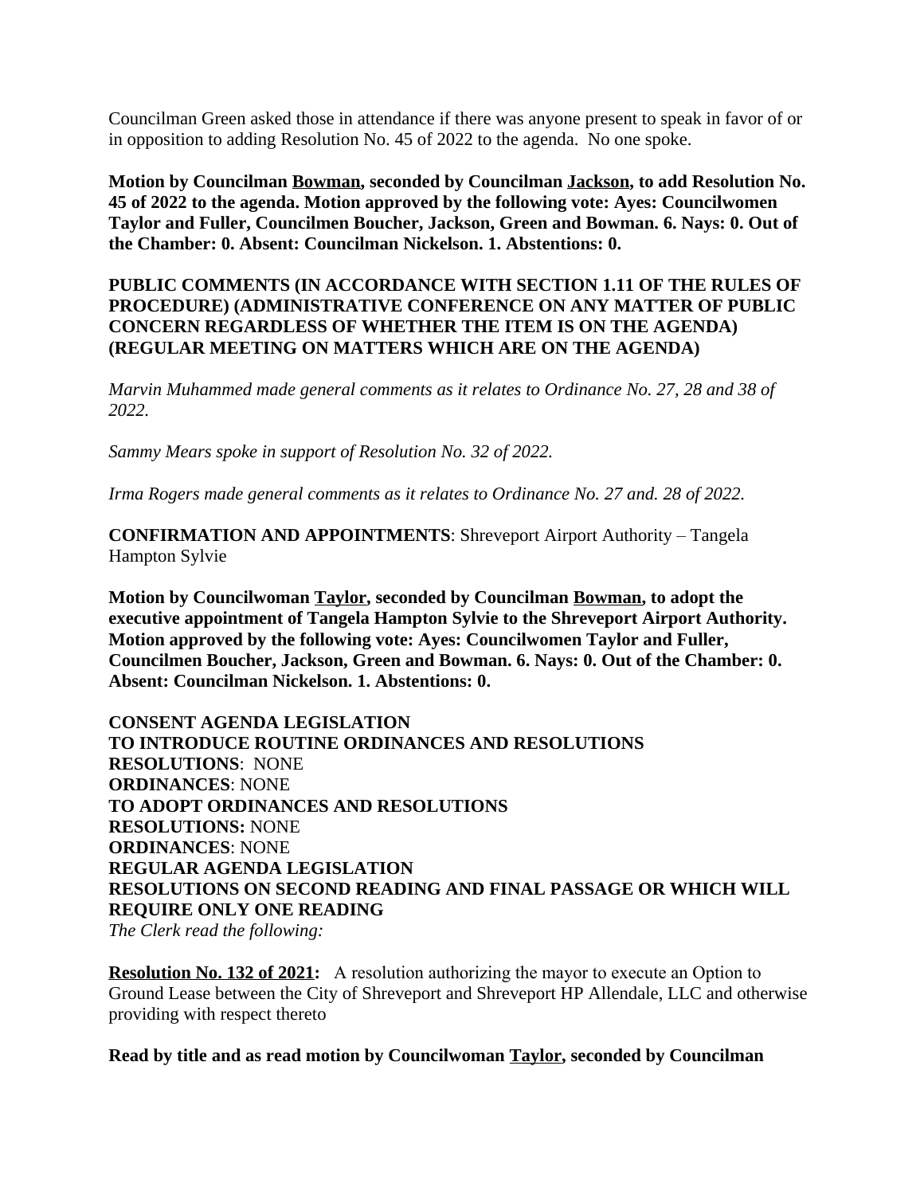Councilman Green asked those in attendance if there was anyone present to speak in favor of or in opposition to adding Resolution No. 45 of 2022 to the agenda. No one spoke.

**Motion by Councilman <u>Bowman</u>, seconded by Councilman <u>Jackson</u>, to add Resolution No. 45 of 2022 to the agenda. Motion approved by the following vote: Ayes: Councilwomen Taylor and Fuller, Councilmen Boucher, Jackson, Green and Bowman. 6. Nays: 0. Out of the Chamber: 0. Absent: Councilman Nickelson. 1. Abstentions: 0.**

**PUBLIC COMMENTS (IN ACCORDANCE WITH SECTION 1.11 OF THE RULES OF PROCEDURE) (ADMINISTRATIVE CONFERENCE ON ANY MATTER OF PUBLIC CONCERN REGARDLESS OF WHETHER THE ITEM IS ON THE AGENDA) (REGULAR MEETING ON MATTERS WHICH ARE ON THE AGENDA)**

*Marvin Muhammed made general comments as it relates to Ordinance No. 27, 28 and 38 of 2022.*

*Sammy Mears spoke in support of Resolution No. 32 of 2022.*

*Irma Rogers made general comments as it relates to Ordinance No. 27 and. 28 of 2022.*

**CONFIRMATION AND APPOINTMENTS**: Shreveport Airport Authority – Tangela Hampton Sylvie

**Motion by Councilwoman <u>Taylor</u>, seconded by Councilman <u>Bowman</u>, to adopt the executive appointment of Tangela Hampton Sylvie to the Shreveport Airport Authority. Motion approved by the following vote: Ayes: Councilwomen Taylor and Fuller, Councilmen Boucher, Jackson, Green and Bowman. 6. Nays: 0. Out of the Chamber: 0. Absent: Councilman Nickelson. 1. Abstentions: 0.**

**CONSENT AGENDA LEGISLATION**
**TO INTRODUCE ROUTINE ORDINANCES AND RESOLUTIONS**
**RESOLUTIONS**: NONE
**ORDINANCES**: NONE
**TO ADOPT ORDINANCES AND RESOLUTIONS**
**RESOLUTIONS:** NONE
**ORDINANCES**: NONE
**REGULAR AGENDA LEGISLATION**
**RESOLUTIONS ON SECOND READING AND FINAL PASSAGE OR WHICH WILL REQUIRE ONLY ONE READING**
*The Clerk read the following:*

**<u>Resolution No. 132 of 2021</u>:** A resolution authorizing the mayor to execute an Option to Ground Lease between the City of Shreveport and Shreveport HP Allendale, LLC and otherwise providing with respect thereto

**Read by title and as read motion by Councilwoman <u>Taylor</u>, seconded by Councilman**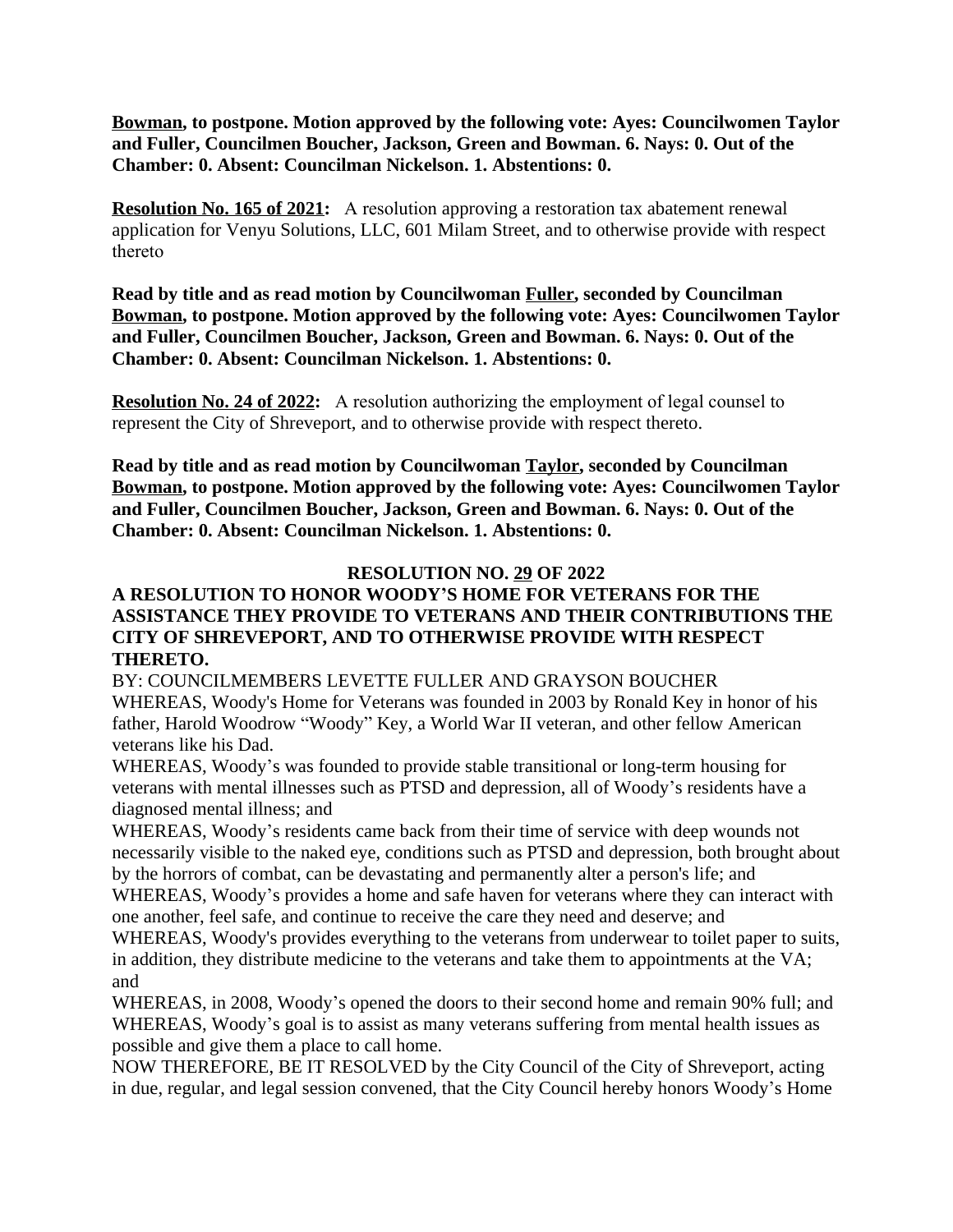**Bowman, to postpone. Motion approved by the following vote: Ayes: Councilwomen Taylor and Fuller, Councilmen Boucher, Jackson, Green and Bowman. 6. Nays: 0. Out of the Chamber: 0. Absent: Councilman Nickelson. 1. Abstentions: 0.**

**Resolution No. 165 of 2021:** A resolution approving a restoration tax abatement renewal application for Venyu Solutions, LLC, 601 Milam Street, and to otherwise provide with respect thereto

**Read by title and as read motion by Councilwoman Fuller, seconded by Councilman Bowman, to postpone. Motion approved by the following vote: Ayes: Councilwomen Taylor and Fuller, Councilmen Boucher, Jackson, Green and Bowman. 6. Nays: 0. Out of the Chamber: 0. Absent: Councilman Nickelson. 1. Abstentions: 0.**

**Resolution No. 24 of 2022:** A resolution authorizing the employment of legal counsel to represent the City of Shreveport, and to otherwise provide with respect thereto.

**Read by title and as read motion by Councilwoman Taylor, seconded by Councilman Bowman, to postpone. Motion approved by the following vote: Ayes: Councilwomen Taylor and Fuller, Councilmen Boucher, Jackson, Green and Bowman. 6. Nays: 0. Out of the Chamber: 0. Absent: Councilman Nickelson. 1. Abstentions: 0.**

**RESOLUTION NO. 29 OF 2022**

**A RESOLUTION TO HONOR WOODY'S HOME FOR VETERANS FOR THE ASSISTANCE THEY PROVIDE TO VETERANS AND THEIR CONTRIBUTIONS THE CITY OF SHREVEPORT, AND TO OTHERWISE PROVIDE WITH RESPECT THERETO.**

BY: COUNCILMEMBERS LEVETTE FULLER AND GRAYSON BOUCHER

WHEREAS, Woody's Home for Veterans was founded in 2003 by Ronald Key in honor of his father, Harold Woodrow "Woody" Key, a World War II veteran, and other fellow American veterans like his Dad.

WHEREAS, Woody's was founded to provide stable transitional or long-term housing for veterans with mental illnesses such as PTSD and depression, all of Woody's residents have a diagnosed mental illness; and

WHEREAS, Woody's residents came back from their time of service with deep wounds not necessarily visible to the naked eye, conditions such as PTSD and depression, both brought about by the horrors of combat, can be devastating and permanently alter a person's life; and

WHEREAS, Woody's provides a home and safe haven for veterans where they can interact with one another, feel safe, and continue to receive the care they need and deserve; and

WHEREAS, Woody's provides everything to the veterans from underwear to toilet paper to suits, in addition, they distribute medicine to the veterans and take them to appointments at the VA; and

WHEREAS, in 2008, Woody's opened the doors to their second home and remain 90% full; and

WHEREAS, Woody's goal is to assist as many veterans suffering from mental health issues as possible and give them a place to call home.

NOW THEREFORE, BE IT RESOLVED by the City Council of the City of Shreveport, acting in due, regular, and legal session convened, that the City Council hereby honors Woody's Home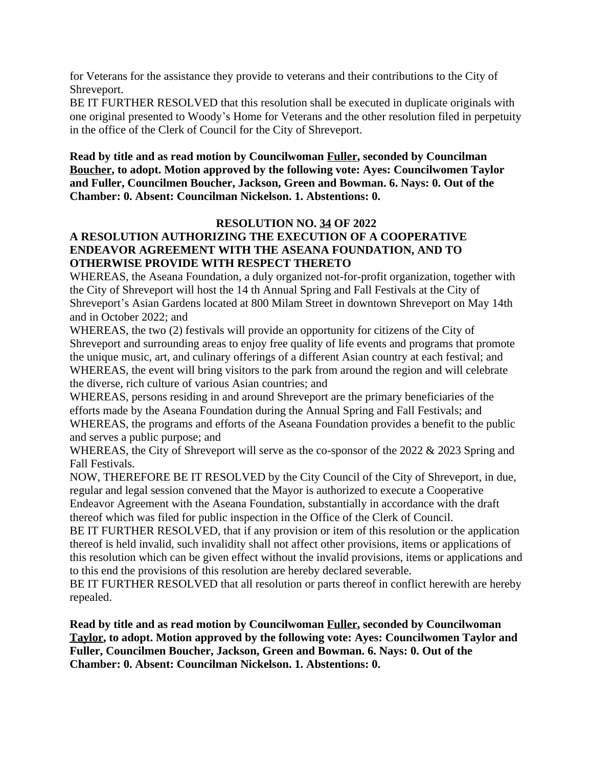for Veterans for the assistance they provide to veterans and their contributions to the City of Shreveport.

BE IT FURTHER RESOLVED that this resolution shall be executed in duplicate originals with one original presented to Woody's Home for Veterans and the other resolution filed in perpetuity in the office of the Clerk of Council for the City of Shreveport.

**Read by title and as read motion by Councilwoman Fuller, seconded by Councilman Boucher, to adopt. Motion approved by the following vote: Ayes: Councilwomen Taylor and Fuller, Councilmen Boucher, Jackson, Green and Bowman. 6. Nays: 0. Out of the Chamber: 0. Absent: Councilman Nickelson. 1. Abstentions: 0.**

**RESOLUTION NO. 34 OF 2022**

**A RESOLUTION AUTHORIZING THE EXECUTION OF A COOPERATIVE ENDEAVOR AGREEMENT WITH THE ASEANA FOUNDATION, AND TO OTHERWISE PROVIDE WITH RESPECT THERETO**

WHEREAS, the Aseana Foundation, a duly organized not-for-profit organization, together with the City of Shreveport will host the 14 th Annual Spring and Fall Festivals at the City of Shreveport's Asian Gardens located at 800 Milam Street in downtown Shreveport on May 14th and in October 2022; and

WHEREAS, the two (2) festivals will provide an opportunity for citizens of the City of Shreveport and surrounding areas to enjoy free quality of life events and programs that promote the unique music, art, and culinary offerings of a different Asian country at each festival; and

WHEREAS, the event will bring visitors to the park from around the region and will celebrate the diverse, rich culture of various Asian countries; and

WHEREAS, persons residing in and around Shreveport are the primary beneficiaries of the efforts made by the Aseana Foundation during the Annual Spring and Fall Festivals; and

WHEREAS, the programs and efforts of the Aseana Foundation provides a benefit to the public and serves a public purpose; and

WHEREAS, the City of Shreveport will serve as the co-sponsor of the 2022 & 2023 Spring and Fall Festivals.

NOW, THEREFORE BE IT RESOLVED by the City Council of the City of Shreveport, in due, regular and legal session convened that the Mayor is authorized to execute a Cooperative Endeavor Agreement with the Aseana Foundation, substantially in accordance with the draft thereof which was filed for public inspection in the Office of the Clerk of Council.

BE IT FURTHER RESOLVED, that if any provision or item of this resolution or the application thereof is held invalid, such invalidity shall not affect other provisions, items or applications of this resolution which can be given effect without the invalid provisions, items or applications and to this end the provisions of this resolution are hereby declared severable.

BE IT FURTHER RESOLVED that all resolution or parts thereof in conflict herewith are hereby repealed.

**Read by title and as read motion by Councilwoman Fuller, seconded by Councilwoman Taylor, to adopt. Motion approved by the following vote: Ayes: Councilwomen Taylor and Fuller, Councilmen Boucher, Jackson, Green and Bowman. 6. Nays: 0. Out of the Chamber: 0. Absent: Councilman Nickelson. 1. Abstentions: 0.**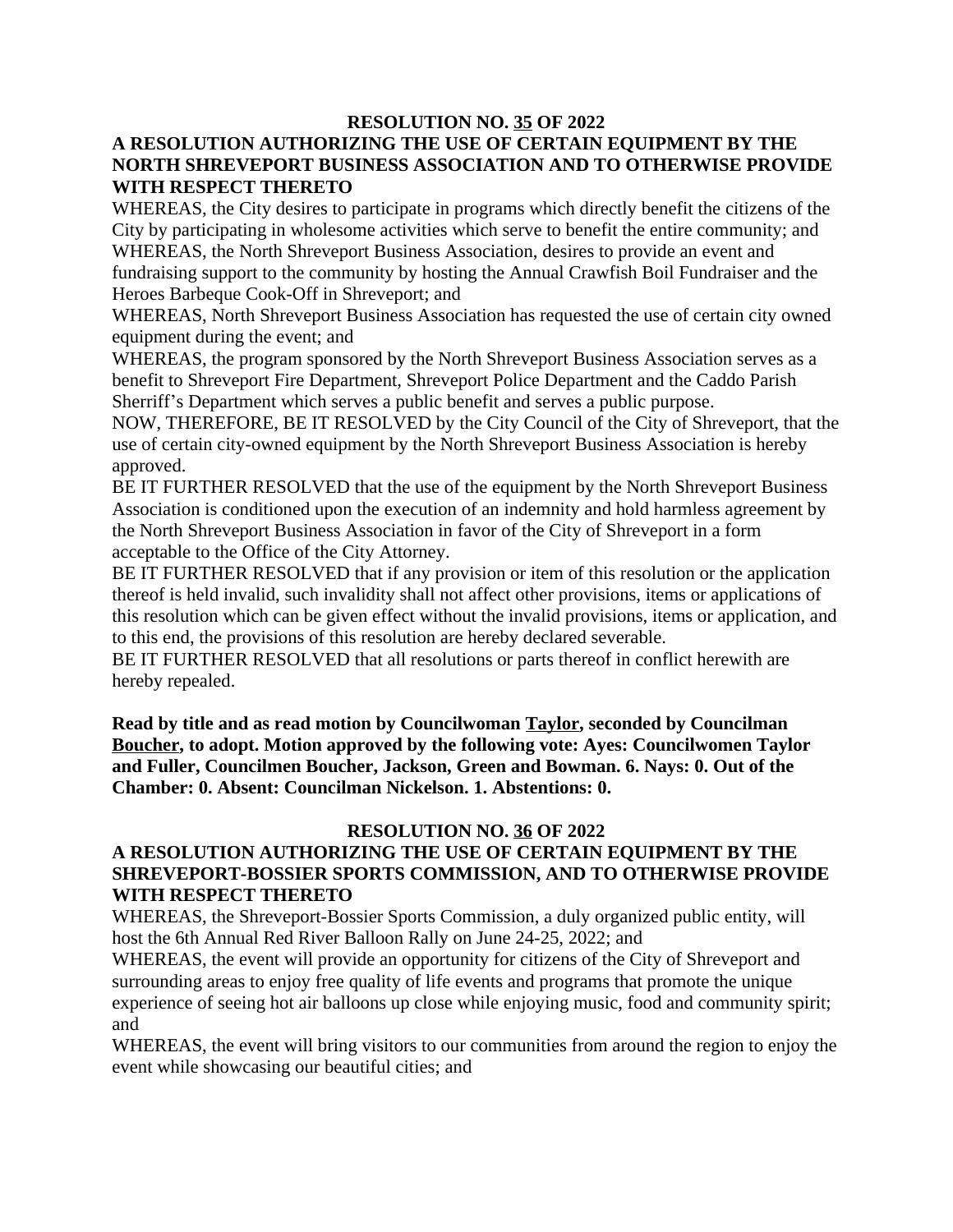**RESOLUTION NO. 35 OF 2022**

**A RESOLUTION AUTHORIZING THE USE OF CERTAIN EQUIPMENT BY THE NORTH SHREVEPORT BUSINESS ASSOCIATION AND TO OTHERWISE PROVIDE WITH RESPECT THERETO**

WHEREAS, the City desires to participate in programs which directly benefit the citizens of the City by participating in wholesome activities which serve to benefit the entire community; and

WHEREAS, the North Shreveport Business Association, desires to provide an event and fundraising support to the community by hosting the Annual Crawfish Boil Fundraiser and the Heroes Barbeque Cook-Off in Shreveport; and

WHEREAS, North Shreveport Business Association has requested the use of certain city owned equipment during the event; and

WHEREAS, the program sponsored by the North Shreveport Business Association serves as a benefit to Shreveport Fire Department, Shreveport Police Department and the Caddo Parish Sherriff's Department which serves a public benefit and serves a public purpose.

NOW, THEREFORE, BE IT RESOLVED by the City Council of the City of Shreveport, that the use of certain city-owned equipment by the North Shreveport Business Association is hereby approved.

BE IT FURTHER RESOLVED that the use of the equipment by the North Shreveport Business Association is conditioned upon the execution of an indemnity and hold harmless agreement by the North Shreveport Business Association in favor of the City of Shreveport in a form acceptable to the Office of the City Attorney.

BE IT FURTHER RESOLVED that if any provision or item of this resolution or the application thereof is held invalid, such invalidity shall not affect other provisions, items or applications of this resolution which can be given effect without the invalid provisions, items or application, and to this end, the provisions of this resolution are hereby declared severable.

BE IT FURTHER RESOLVED that all resolutions or parts thereof in conflict herewith are hereby repealed.

**Read by title and as read motion by Councilwoman Taylor, seconded by Councilman Boucher, to adopt. Motion approved by the following vote: Ayes: Councilwomen Taylor and Fuller, Councilmen Boucher, Jackson, Green and Bowman. 6. Nays: 0. Out of the Chamber: 0. Absent: Councilman Nickelson. 1. Abstentions: 0.**

**RESOLUTION NO. 36 OF 2022**

**A RESOLUTION AUTHORIZING THE USE OF CERTAIN EQUIPMENT BY THE SHREVEPORT-BOSSIER SPORTS COMMISSION, AND TO OTHERWISE PROVIDE WITH RESPECT THERETO**

WHEREAS, the Shreveport-Bossier Sports Commission, a duly organized public entity, will host the 6th Annual Red River Balloon Rally on June 24-25, 2022; and

WHEREAS, the event will provide an opportunity for citizens of the City of Shreveport and surrounding areas to enjoy free quality of life events and programs that promote the unique experience of seeing hot air balloons up close while enjoying music, food and community spirit; and

WHEREAS, the event will bring visitors to our communities from around the region to enjoy the event while showcasing our beautiful cities; and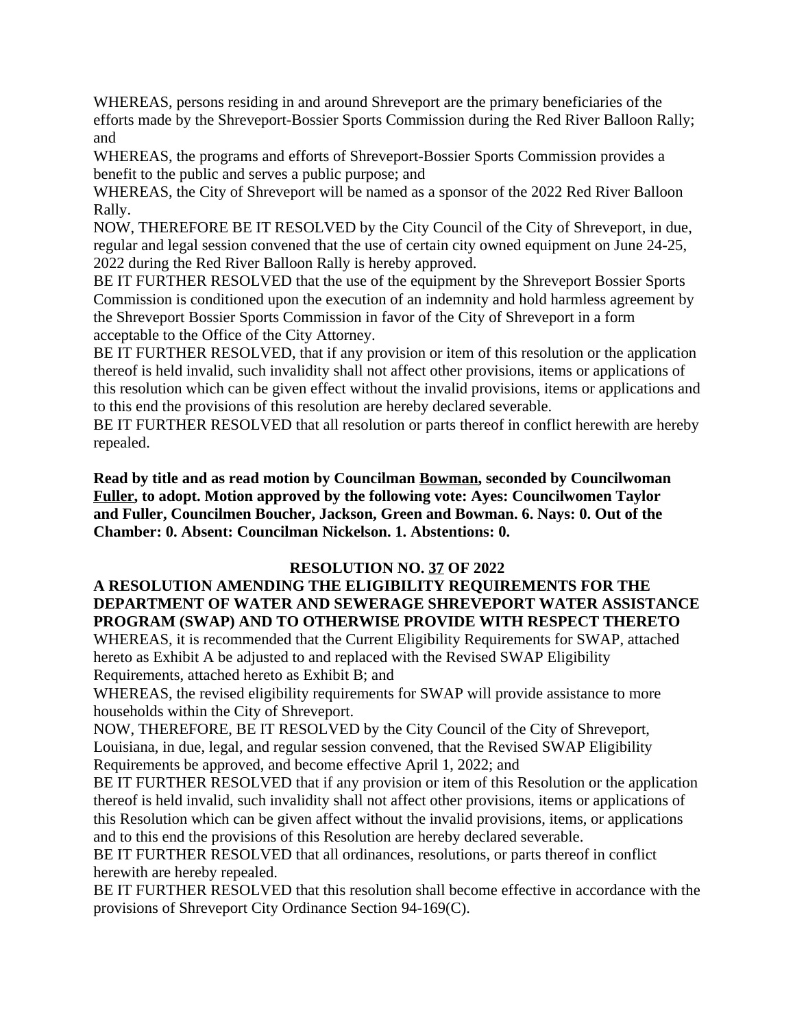WHEREAS, persons residing in and around Shreveport are the primary beneficiaries of the efforts made by the Shreveport-Bossier Sports Commission during the Red River Balloon Rally; and

WHEREAS, the programs and efforts of Shreveport-Bossier Sports Commission provides a benefit to the public and serves a public purpose; and

WHEREAS, the City of Shreveport will be named as a sponsor of the 2022 Red River Balloon Rally.

NOW, THEREFORE BE IT RESOLVED by the City Council of the City of Shreveport, in due, regular and legal session convened that the use of certain city owned equipment on June 24-25, 2022 during the Red River Balloon Rally is hereby approved.

BE IT FURTHER RESOLVED that the use of the equipment by the Shreveport Bossier Sports Commission is conditioned upon the execution of an indemnity and hold harmless agreement by the Shreveport Bossier Sports Commission in favor of the City of Shreveport in a form acceptable to the Office of the City Attorney.

BE IT FURTHER RESOLVED, that if any provision or item of this resolution or the application thereof is held invalid, such invalidity shall not affect other provisions, items or applications of this resolution which can be given effect without the invalid provisions, items or applications and to this end the provisions of this resolution are hereby declared severable.

BE IT FURTHER RESOLVED that all resolution or parts thereof in conflict herewith are hereby repealed.

**Read by title and as read motion by Councilman Bowman, seconded by Councilwoman Fuller, to adopt. Motion approved by the following vote: Ayes: Councilwomen Taylor and Fuller, Councilmen Boucher, Jackson, Green and Bowman. 6. Nays: 0. Out of the Chamber: 0. Absent: Councilman Nickelson. 1. Abstentions: 0.**

**RESOLUTION NO. 37 OF 2022**

**A RESOLUTION AMENDING THE ELIGIBILITY REQUIREMENTS FOR THE DEPARTMENT OF WATER AND SEWERAGE SHREVEPORT WATER ASSISTANCE PROGRAM (SWAP) AND TO OTHERWISE PROVIDE WITH RESPECT THERETO**

WHEREAS, it is recommended that the Current Eligibility Requirements for SWAP, attached hereto as Exhibit A be adjusted to and replaced with the Revised SWAP Eligibility Requirements, attached hereto as Exhibit B; and

WHEREAS, the revised eligibility requirements for SWAP will provide assistance to more households within the City of Shreveport.

NOW, THEREFORE, BE IT RESOLVED by the City Council of the City of Shreveport, Louisiana, in due, legal, and regular session convened, that the Revised SWAP Eligibility Requirements be approved, and become effective April 1, 2022; and

BE IT FURTHER RESOLVED that if any provision or item of this Resolution or the application thereof is held invalid, such invalidity shall not affect other provisions, items or applications of this Resolution which can be given affect without the invalid provisions, items, or applications and to this end the provisions of this Resolution are hereby declared severable.

BE IT FURTHER RESOLVED that all ordinances, resolutions, or parts thereof in conflict herewith are hereby repealed.

BE IT FURTHER RESOLVED that this resolution shall become effective in accordance with the provisions of Shreveport City Ordinance Section 94-169(C).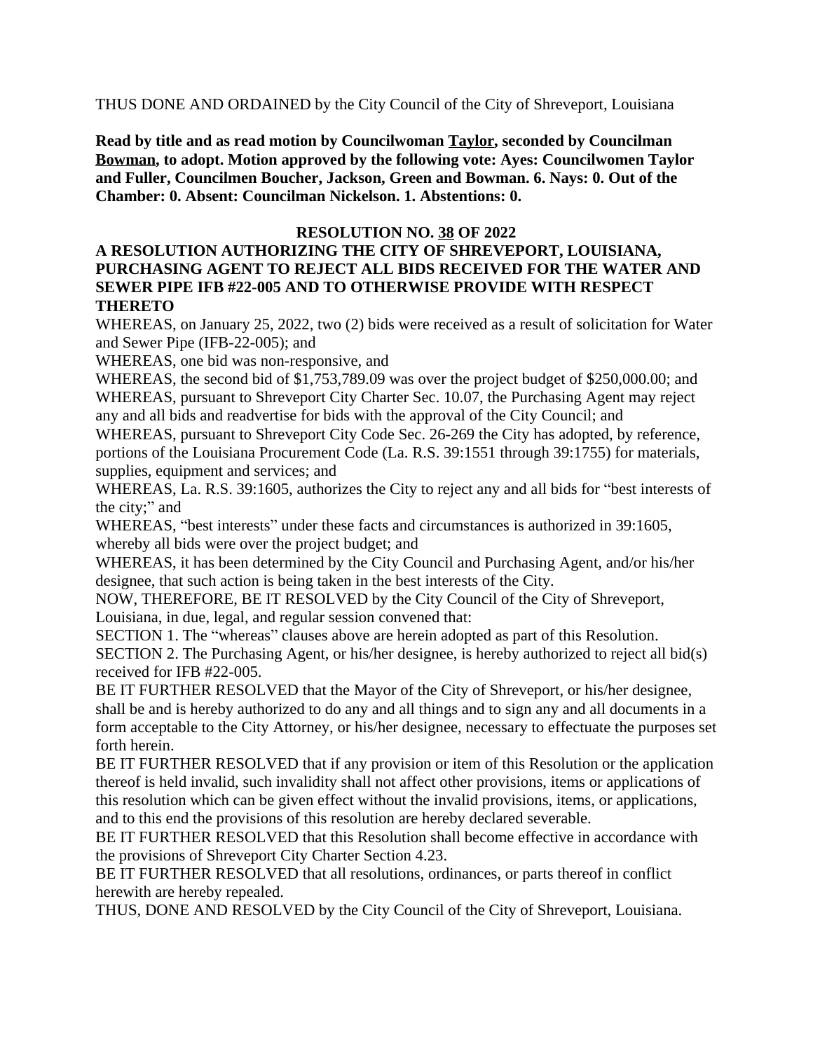THUS DONE AND ORDAINED by the City Council of the City of Shreveport, Louisiana

**Read by title and as read motion by Councilwoman Taylor, seconded by Councilman Bowman, to adopt. Motion approved by the following vote: Ayes: Councilwomen Taylor and Fuller, Councilmen Boucher, Jackson, Green and Bowman. 6. Nays: 0. Out of the Chamber: 0. Absent: Councilman Nickelson. 1. Abstentions: 0.**

## RESOLUTION NO. 38 OF 2022

## A RESOLUTION AUTHORIZING THE CITY OF SHREVEPORT, LOUISIANA, PURCHASING AGENT TO REJECT ALL BIDS RECEIVED FOR THE WATER AND SEWER PIPE IFB #22-005 AND TO OTHERWISE PROVIDE WITH RESPECT THERETO

WHEREAS, on January 25, 2022, two (2) bids were received as a result of solicitation for Water and Sewer Pipe (IFB-22-005); and

WHEREAS, one bid was non-responsive, and

WHEREAS, the second bid of $1,753,789.09 was over the project budget of $250,000.00; and

WHEREAS, pursuant to Shreveport City Charter Sec. 10.07, the Purchasing Agent may reject any and all bids and readvertise for bids with the approval of the City Council; and

WHEREAS, pursuant to Shreveport City Code Sec. 26-269 the City has adopted, by reference, portions of the Louisiana Procurement Code (La. R.S. 39:1551 through 39:1755) for materials, supplies, equipment and services; and

WHEREAS, La. R.S. 39:1605, authorizes the City to reject any and all bids for "best interests of the city;" and

WHEREAS, "best interests" under these facts and circumstances is authorized in 39:1605, whereby all bids were over the project budget; and

WHEREAS, it has been determined by the City Council and Purchasing Agent, and/or his/her designee, that such action is being taken in the best interests of the City.

NOW, THEREFORE, BE IT RESOLVED by the City Council of the City of Shreveport, Louisiana, in due, legal, and regular session convened that:

SECTION 1. The "whereas" clauses above are herein adopted as part of this Resolution.

SECTION 2. The Purchasing Agent, or his/her designee, is hereby authorized to reject all bid(s) received for IFB #22-005.

BE IT FURTHER RESOLVED that the Mayor of the City of Shreveport, or his/her designee, shall be and is hereby authorized to do any and all things and to sign any and all documents in a form acceptable to the City Attorney, or his/her designee, necessary to effectuate the purposes set forth herein.

BE IT FURTHER RESOLVED that if any provision or item of this Resolution or the application thereof is held invalid, such invalidity shall not affect other provisions, items or applications of this resolution which can be given effect without the invalid provisions, items, or applications, and to this end the provisions of this resolution are hereby declared severable.

BE IT FURTHER RESOLVED that this Resolution shall become effective in accordance with the provisions of Shreveport City Charter Section 4.23.

BE IT FURTHER RESOLVED that all resolutions, ordinances, or parts thereof in conflict herewith are hereby repealed.

THUS, DONE AND RESOLVED by the City Council of the City of Shreveport, Louisiana.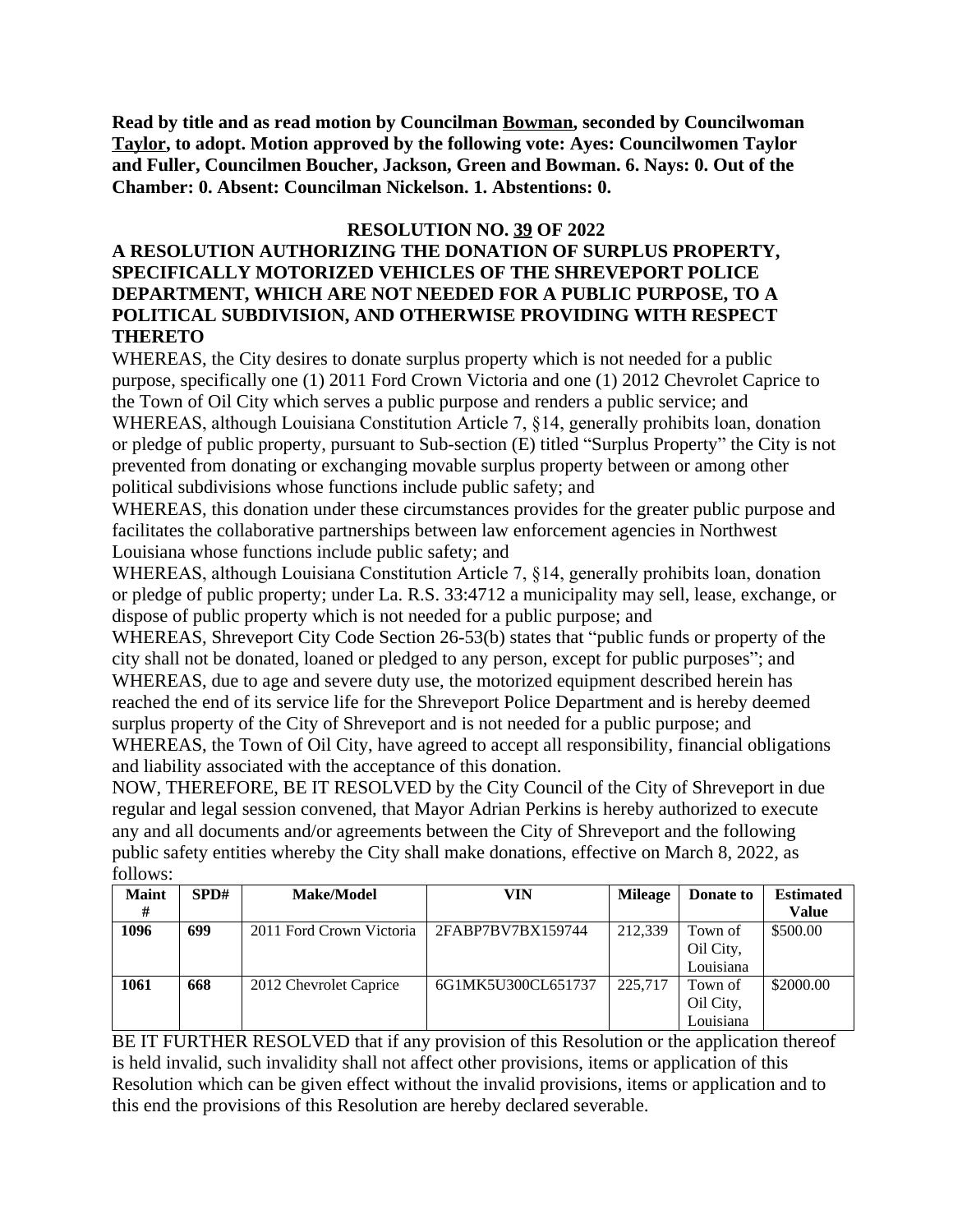**Read by title and as read motion by Councilman Bowman, seconded by Councilwoman Taylor, to adopt. Motion approved by the following vote: Ayes: Councilwomen Taylor and Fuller, Councilmen Boucher, Jackson, Green and Bowman. 6. Nays: 0. Out of the Chamber: 0. Absent: Councilman Nickelson. 1. Abstentions: 0.**

**RESOLUTION NO. 39 OF 2022**

**A RESOLUTION AUTHORIZING THE DONATION OF SURPLUS PROPERTY, SPECIFICALLY MOTORIZED VEHICLES OF THE SHREVEPORT POLICE DEPARTMENT, WHICH ARE NOT NEEDED FOR A PUBLIC PURPOSE, TO A POLITICAL SUBDIVISION, AND OTHERWISE PROVIDING WITH RESPECT THERETO**

WHEREAS, the City desires to donate surplus property which is not needed for a public purpose, specifically one (1) 2011 Ford Crown Victoria and one (1) 2012 Chevrolet Caprice to the Town of Oil City which serves a public purpose and renders a public service; and

WHEREAS, although Louisiana Constitution Article 7, §14, generally prohibits loan, donation or pledge of public property, pursuant to Sub-section (E) titled "Surplus Property" the City is not prevented from donating or exchanging movable surplus property between or among other political subdivisions whose functions include public safety; and

WHEREAS, this donation under these circumstances provides for the greater public purpose and facilitates the collaborative partnerships between law enforcement agencies in Northwest Louisiana whose functions include public safety; and

WHEREAS, although Louisiana Constitution Article 7, §14, generally prohibits loan, donation or pledge of public property; under La. R.S. 33:4712 a municipality may sell, lease, exchange, or dispose of public property which is not needed for a public purpose; and

WHEREAS, Shreveport City Code Section 26-53(b) states that "public funds or property of the city shall not be donated, loaned or pledged to any person, except for public purposes"; and

WHEREAS, due to age and severe duty use, the motorized equipment described herein has reached the end of its service life for the Shreveport Police Department and is hereby deemed surplus property of the City of Shreveport and is not needed for a public purpose; and

WHEREAS, the Town of Oil City, have agreed to accept all responsibility, financial obligations and liability associated with the acceptance of this donation.

NOW, THEREFORE, BE IT RESOLVED by the City Council of the City of Shreveport in due regular and legal session convened, that Mayor Adrian Perkins is hereby authorized to execute any and all documents and/or agreements between the City of Shreveport and the following public safety entities whereby the City shall make donations, effective on March 8, 2022, as follows:

| Maint # | SPD# | Make/Model | VIN | Mileage | Donate to | Estimated Value |
|---|---|---|---|---|---|---|
| **1096** | **699** | 2011 Ford Crown Victoria | 2FABP7BV7BX159744 | 212,339 | Town of Oil City, Louisiana | $500.00 |
| **1061** | **668** | 2012 Chevrolet Caprice | 6G1MK5U300CL651737 | 225,717 | Town of Oil City, Louisiana | $2000.00 |

BE IT FURTHER RESOLVED that if any provision of this Resolution or the application thereof is held invalid, such invalidity shall not affect other provisions, items or application of this Resolution which can be given effect without the invalid provisions, items or application and to this end the provisions of this Resolution are hereby declared severable.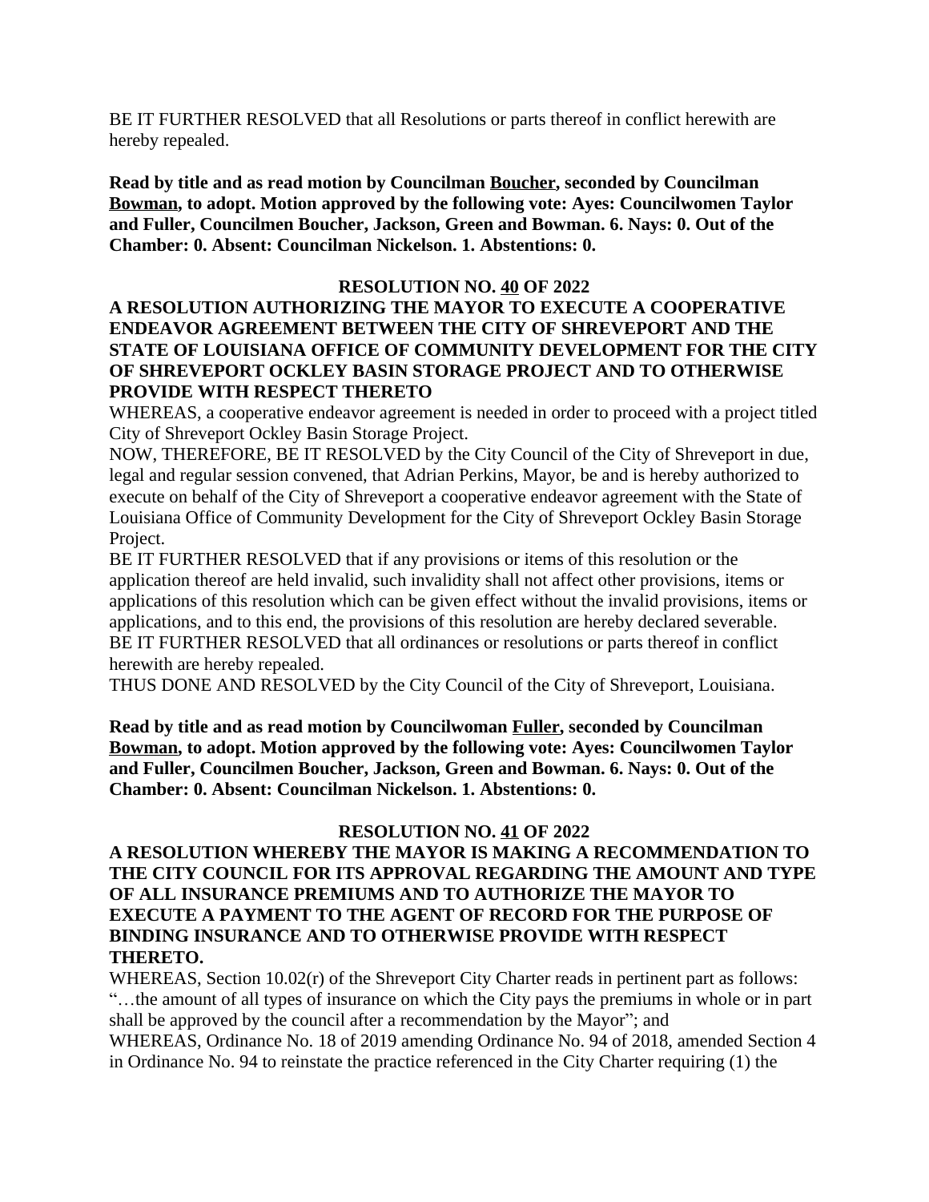BE IT FURTHER RESOLVED that all Resolutions or parts thereof in conflict herewith are hereby repealed.

**Read by title and as read motion by Councilman Boucher, seconded by Councilman Bowman, to adopt. Motion approved by the following vote: Ayes: Councilwomen Taylor and Fuller, Councilmen Boucher, Jackson, Green and Bowman. 6. Nays: 0. Out of the Chamber: 0. Absent: Councilman Nickelson. 1. Abstentions: 0.**

**RESOLUTION NO. 40 OF 2022**

**A RESOLUTION AUTHORIZING THE MAYOR TO EXECUTE A COOPERATIVE ENDEAVOR AGREEMENT BETWEEN THE CITY OF SHREVEPORT AND THE STATE OF LOUISIANA OFFICE OF COMMUNITY DEVELOPMENT FOR THE CITY OF SHREVEPORT OCKLEY BASIN STORAGE PROJECT AND TO OTHERWISE PROVIDE WITH RESPECT THERETO**

WHEREAS, a cooperative endeavor agreement is needed in order to proceed with a project titled City of Shreveport Ockley Basin Storage Project.

NOW, THEREFORE, BE IT RESOLVED by the City Council of the City of Shreveport in due, legal and regular session convened, that Adrian Perkins, Mayor, be and is hereby authorized to execute on behalf of the City of Shreveport a cooperative endeavor agreement with the State of Louisiana Office of Community Development for the City of Shreveport Ockley Basin Storage Project.

BE IT FURTHER RESOLVED that if any provisions or items of this resolution or the application thereof are held invalid, such invalidity shall not affect other provisions, items or applications of this resolution which can be given effect without the invalid provisions, items or applications, and to this end, the provisions of this resolution are hereby declared severable.

BE IT FURTHER RESOLVED that all ordinances or resolutions or parts thereof in conflict herewith are hereby repealed.

THUS DONE AND RESOLVED by the City Council of the City of Shreveport, Louisiana.

**Read by title and as read motion by Councilwoman Fuller, seconded by Councilman Bowman, to adopt. Motion approved by the following vote: Ayes: Councilwomen Taylor and Fuller, Councilmen Boucher, Jackson, Green and Bowman. 6. Nays: 0. Out of the Chamber: 0. Absent: Councilman Nickelson. 1. Abstentions: 0.**

**RESOLUTION NO. 41 OF 2022**

**A RESOLUTION WHEREBY THE MAYOR IS MAKING A RECOMMENDATION TO THE CITY COUNCIL FOR ITS APPROVAL REGARDING THE AMOUNT AND TYPE OF ALL INSURANCE PREMIUMS AND TO AUTHORIZE THE MAYOR TO EXECUTE A PAYMENT TO THE AGENT OF RECORD FOR THE PURPOSE OF BINDING INSURANCE AND TO OTHERWISE PROVIDE WITH RESPECT THERETO.**

WHEREAS, Section 10.02(r) of the Shreveport City Charter reads in pertinent part as follows: "…the amount of all types of insurance on which the City pays the premiums in whole or in part shall be approved by the council after a recommendation by the Mayor"; and

WHEREAS, Ordinance No. 18 of 2019 amending Ordinance No. 94 of 2018, amended Section 4 in Ordinance No. 94 to reinstate the practice referenced in the City Charter requiring (1) the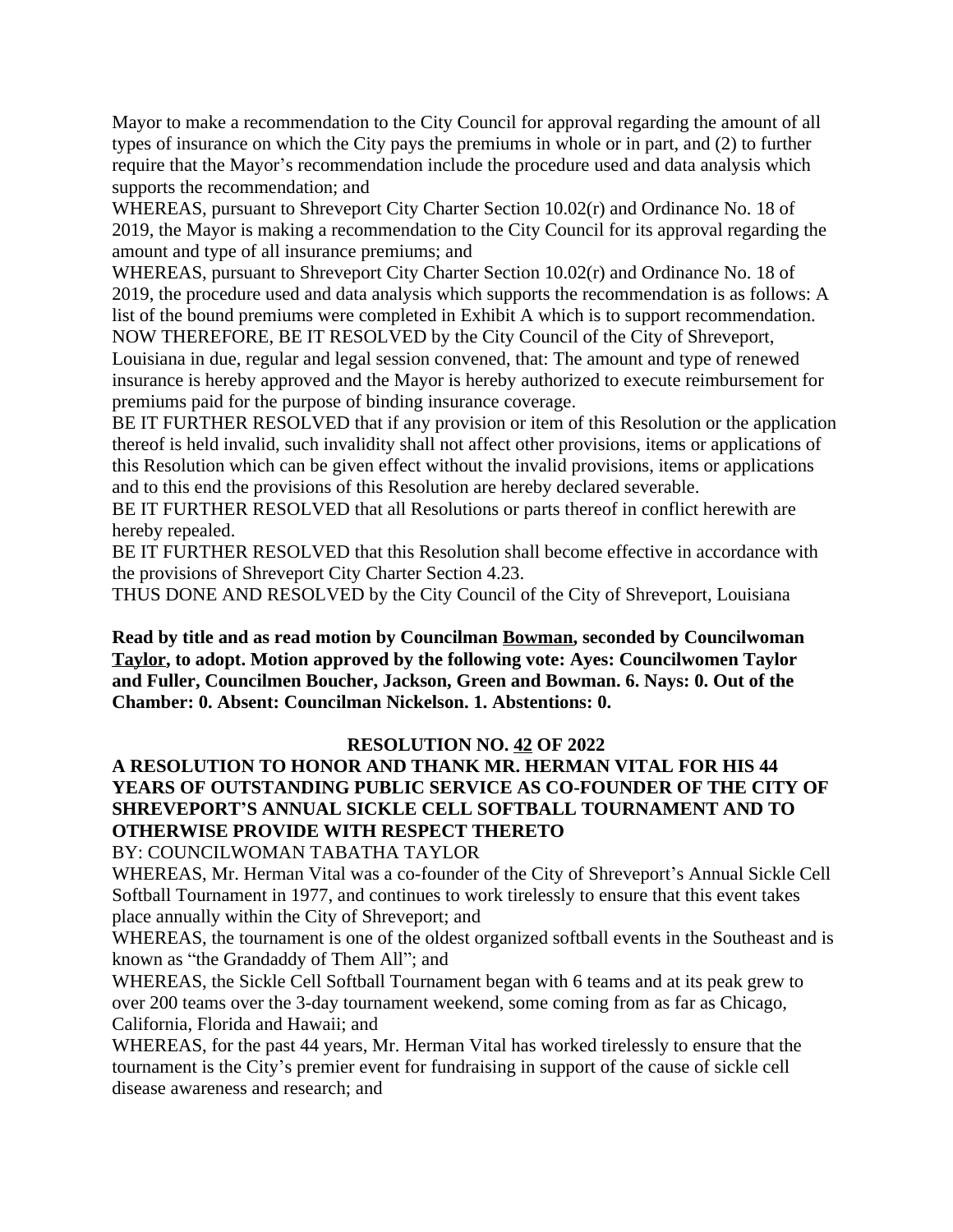Mayor to make a recommendation to the City Council for approval regarding the amount of all types of insurance on which the City pays the premiums in whole or in part, and (2) to further require that the Mayor's recommendation include the procedure used and data analysis which supports the recommendation; and

WHEREAS, pursuant to Shreveport City Charter Section 10.02(r) and Ordinance No. 18 of 2019, the Mayor is making a recommendation to the City Council for its approval regarding the amount and type of all insurance premiums; and

WHEREAS, pursuant to Shreveport City Charter Section 10.02(r) and Ordinance No. 18 of 2019, the procedure used and data analysis which supports the recommendation is as follows: A list of the bound premiums were completed in Exhibit A which is to support recommendation.

NOW THEREFORE, BE IT RESOLVED by the City Council of the City of Shreveport, Louisiana in due, regular and legal session convened, that: The amount and type of renewed insurance is hereby approved and the Mayor is hereby authorized to execute reimbursement for premiums paid for the purpose of binding insurance coverage.

BE IT FURTHER RESOLVED that if any provision or item of this Resolution or the application thereof is held invalid, such invalidity shall not affect other provisions, items or applications of this Resolution which can be given effect without the invalid provisions, items or applications and to this end the provisions of this Resolution are hereby declared severable.

BE IT FURTHER RESOLVED that all Resolutions or parts thereof in conflict herewith are hereby repealed.

BE IT FURTHER RESOLVED that this Resolution shall become effective in accordance with the provisions of Shreveport City Charter Section 4.23.

THUS DONE AND RESOLVED by the City Council of the City of Shreveport, Louisiana

**Read by title and as read motion by Councilman Bowman, seconded by Councilwoman Taylor, to adopt. Motion approved by the following vote: Ayes: Councilwomen Taylor and Fuller, Councilmen Boucher, Jackson, Green and Bowman. 6. Nays: 0. Out of the Chamber: 0. Absent: Councilman Nickelson. 1. Abstentions: 0.**

**RESOLUTION NO. 42 OF 2022**

**A RESOLUTION TO HONOR AND THANK MR. HERMAN VITAL FOR HIS 44 YEARS OF OUTSTANDING PUBLIC SERVICE AS CO-FOUNDER OF THE CITY OF SHREVEPORT'S ANNUAL SICKLE CELL SOFTBALL TOURNAMENT AND TO OTHERWISE PROVIDE WITH RESPECT THERETO**

BY: COUNCILWOMAN TABATHA TAYLOR

WHEREAS, Mr. Herman Vital was a co-founder of the City of Shreveport's Annual Sickle Cell Softball Tournament in 1977, and continues to work tirelessly to ensure that this event takes place annually within the City of Shreveport; and

WHEREAS, the tournament is one of the oldest organized softball events in the Southeast and is known as "the Grandaddy of Them All"; and

WHEREAS, the Sickle Cell Softball Tournament began with 6 teams and at its peak grew to over 200 teams over the 3-day tournament weekend, some coming from as far as Chicago, California, Florida and Hawaii; and

WHEREAS, for the past 44 years, Mr. Herman Vital has worked tirelessly to ensure that the tournament is the City's premier event for fundraising in support of the cause of sickle cell disease awareness and research; and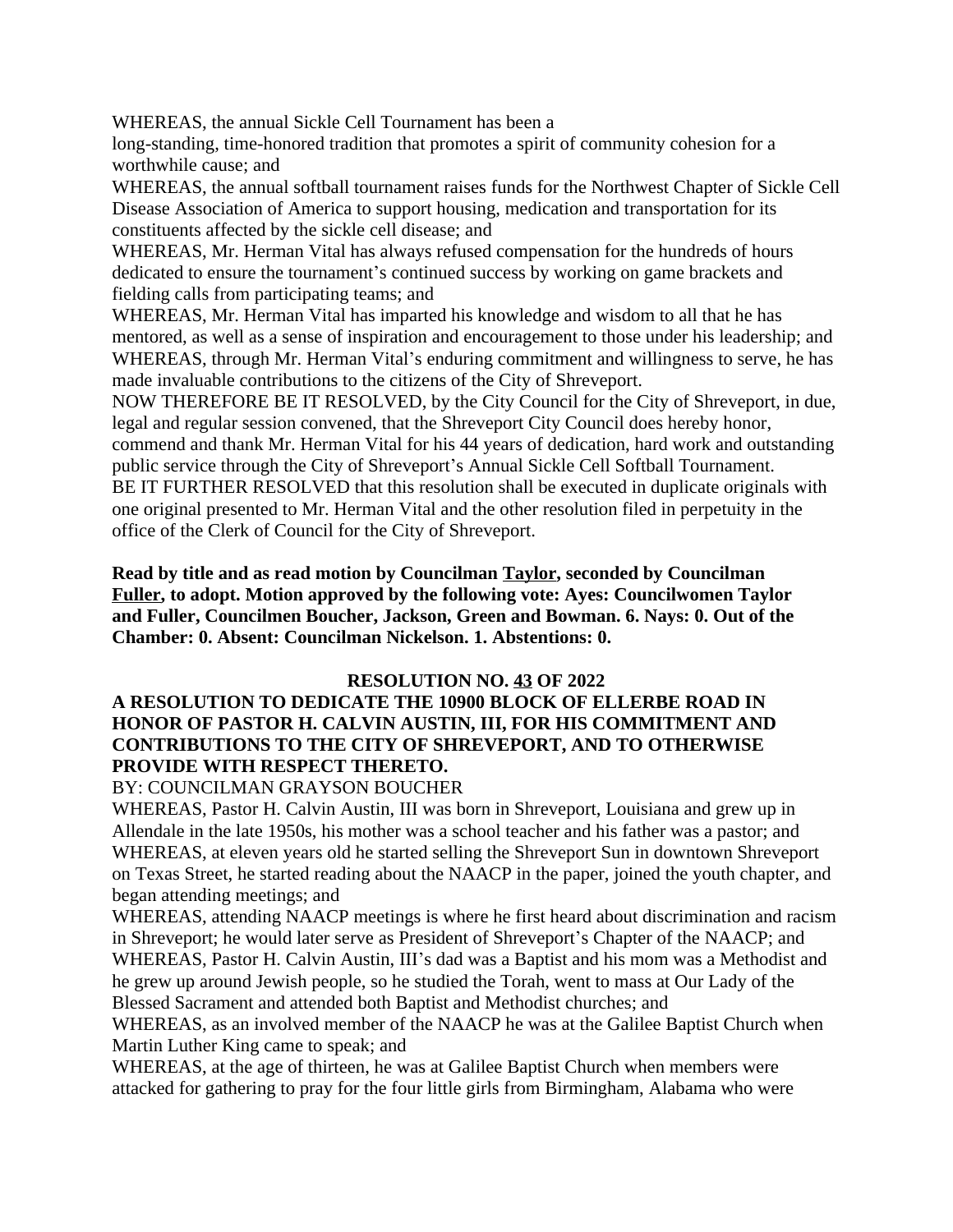WHEREAS, the annual Sickle Cell Tournament has been a
long-standing, time-honored tradition that promotes a spirit of community cohesion for a worthwhile cause; and

WHEREAS, the annual softball tournament raises funds for the Northwest Chapter of Sickle Cell Disease Association of America to support housing, medication and transportation for its constituents affected by the sickle cell disease; and

WHEREAS, Mr. Herman Vital has always refused compensation for the hundreds of hours dedicated to ensure the tournament's continued success by working on game brackets and fielding calls from participating teams; and

WHEREAS, Mr. Herman Vital has imparted his knowledge and wisdom to all that he has mentored, as well as a sense of inspiration and encouragement to those under his leadership; and

WHEREAS, through Mr. Herman Vital's enduring commitment and willingness to serve, he has made invaluable contributions to the citizens of the City of Shreveport.

NOW THEREFORE BE IT RESOLVED, by the City Council for the City of Shreveport, in due, legal and regular session convened, that the Shreveport City Council does hereby honor, commend and thank Mr. Herman Vital for his 44 years of dedication, hard work and outstanding public service through the City of Shreveport's Annual Sickle Cell Softball Tournament.

BE IT FURTHER RESOLVED that this resolution shall be executed in duplicate originals with one original presented to Mr. Herman Vital and the other resolution filed in perpetuity in the office of the Clerk of Council for the City of Shreveport.

**Read by title and as read motion by Councilman Taylor, seconded by Councilman Fuller, to adopt. Motion approved by the following vote: Ayes: Councilwomen Taylor and Fuller, Councilmen Boucher, Jackson, Green and Bowman. 6. Nays: 0. Out of the Chamber: 0. Absent: Councilman Nickelson. 1. Abstentions: 0.**

**RESOLUTION NO. 43 OF 2022**

**A RESOLUTION TO DEDICATE THE 10900 BLOCK OF ELLERBE ROAD IN HONOR OF PASTOR H. CALVIN AUSTIN, III, FOR HIS COMMITMENT AND CONTRIBUTIONS TO THE CITY OF SHREVEPORT, AND TO OTHERWISE PROVIDE WITH RESPECT THERETO.**

BY: COUNCILMAN GRAYSON BOUCHER

WHEREAS, Pastor H. Calvin Austin, III was born in Shreveport, Louisiana and grew up in Allendale in the late 1950s, his mother was a school teacher and his father was a pastor; and

WHEREAS, at eleven years old he started selling the Shreveport Sun in downtown Shreveport on Texas Street, he started reading about the NAACP in the paper, joined the youth chapter, and began attending meetings; and

WHEREAS, attending NAACP meetings is where he first heard about discrimination and racism in Shreveport; he would later serve as President of Shreveport's Chapter of the NAACP; and

WHEREAS, Pastor H. Calvin Austin, III's dad was a Baptist and his mom was a Methodist and he grew up around Jewish people, so he studied the Torah, went to mass at Our Lady of the Blessed Sacrament and attended both Baptist and Methodist churches; and

WHEREAS, as an involved member of the NAACP he was at the Galilee Baptist Church when Martin Luther King came to speak; and

WHEREAS, at the age of thirteen, he was at Galilee Baptist Church when members were attacked for gathering to pray for the four little girls from Birmingham, Alabama who were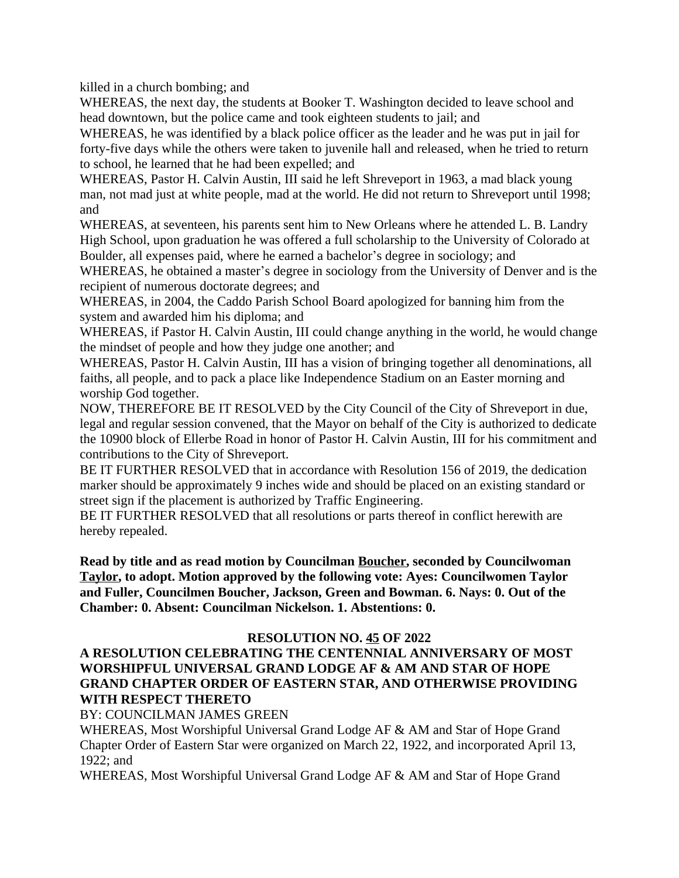killed in a church bombing; and

WHEREAS, the next day, the students at Booker T. Washington decided to leave school and head downtown, but the police came and took eighteen students to jail; and

WHEREAS, he was identified by a black police officer as the leader and he was put in jail for forty-five days while the others were taken to juvenile hall and released, when he tried to return to school, he learned that he had been expelled; and

WHEREAS, Pastor H. Calvin Austin, III said he left Shreveport in 1963, a mad black young man, not mad just at white people, mad at the world. He did not return to Shreveport until 1998; and

WHEREAS, at seventeen, his parents sent him to New Orleans where he attended L. B. Landry High School, upon graduation he was offered a full scholarship to the University of Colorado at Boulder, all expenses paid, where he earned a bachelor's degree in sociology; and

WHEREAS, he obtained a master's degree in sociology from the University of Denver and is the recipient of numerous doctorate degrees; and

WHEREAS, in 2004, the Caddo Parish School Board apologized for banning him from the system and awarded him his diploma; and

WHEREAS, if Pastor H. Calvin Austin, III could change anything in the world, he would change the mindset of people and how they judge one another; and

WHEREAS, Pastor H. Calvin Austin, III has a vision of bringing together all denominations, all faiths, all people, and to pack a place like Independence Stadium on an Easter morning and worship God together.

NOW, THEREFORE BE IT RESOLVED by the City Council of the City of Shreveport in due, legal and regular session convened, that the Mayor on behalf of the City is authorized to dedicate the 10900 block of Ellerbe Road in honor of Pastor H. Calvin Austin, III for his commitment and contributions to the City of Shreveport.

BE IT FURTHER RESOLVED that in accordance with Resolution 156 of 2019, the dedication marker should be approximately 9 inches wide and should be placed on an existing standard or street sign if the placement is authorized by Traffic Engineering.

BE IT FURTHER RESOLVED that all resolutions or parts thereof in conflict herewith are hereby repealed.

**Read by title and as read motion by Councilman Boucher, seconded by Councilwoman Taylor, to adopt. Motion approved by the following vote: Ayes: Councilwomen Taylor and Fuller, Councilmen Boucher, Jackson, Green and Bowman. 6. Nays: 0. Out of the Chamber: 0. Absent: Councilman Nickelson. 1. Abstentions: 0.**

**RESOLUTION NO. 45 OF 2022**

**A RESOLUTION CELEBRATING THE CENTENNIAL ANNIVERSARY OF MOST WORSHIPFUL UNIVERSAL GRAND LODGE AF & AM AND STAR OF HOPE GRAND CHAPTER ORDER OF EASTERN STAR, AND OTHERWISE PROVIDING WITH RESPECT THERETO**

BY: COUNCILMAN JAMES GREEN

WHEREAS, Most Worshipful Universal Grand Lodge AF & AM and Star of Hope Grand Chapter Order of Eastern Star were organized on March 22, 1922, and incorporated April 13, 1922; and

WHEREAS, Most Worshipful Universal Grand Lodge AF & AM and Star of Hope Grand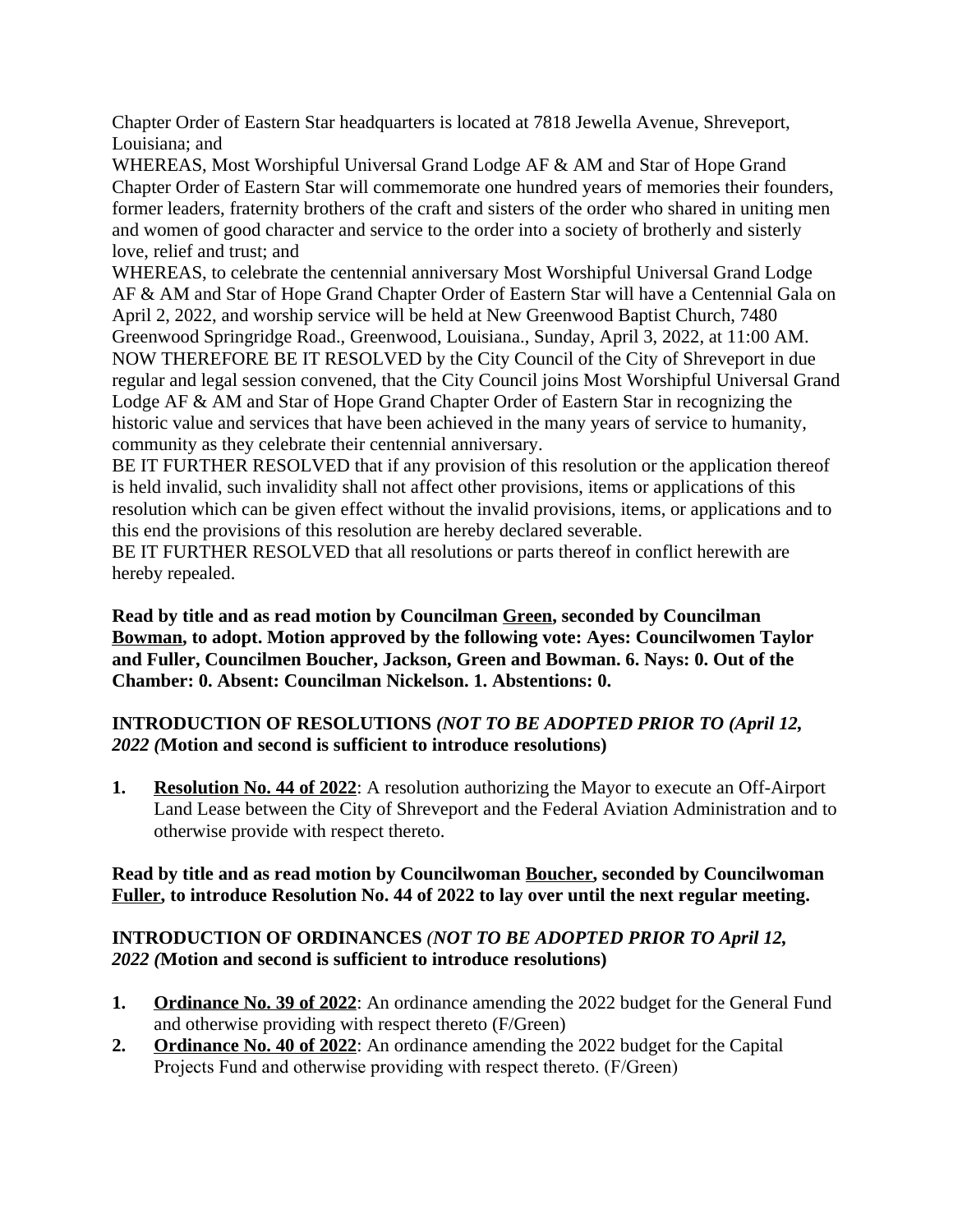Chapter Order of Eastern Star headquarters is located at 7818 Jewella Avenue, Shreveport, Louisiana; and

WHEREAS, Most Worshipful Universal Grand Lodge AF & AM and Star of Hope Grand Chapter Order of Eastern Star will commemorate one hundred years of memories their founders, former leaders, fraternity brothers of the craft and sisters of the order who shared in uniting men and women of good character and service to the order into a society of brotherly and sisterly love, relief and trust; and

WHEREAS, to celebrate the centennial anniversary Most Worshipful Universal Grand Lodge AF & AM and Star of Hope Grand Chapter Order of Eastern Star will have a Centennial Gala on April 2, 2022, and worship service will be held at New Greenwood Baptist Church, 7480 Greenwood Springridge Road., Greenwood, Louisiana., Sunday, April 3, 2022, at 11:00 AM.

NOW THEREFORE BE IT RESOLVED by the City Council of the City of Shreveport in due regular and legal session convened, that the City Council joins Most Worshipful Universal Grand Lodge AF & AM and Star of Hope Grand Chapter Order of Eastern Star in recognizing the historic value and services that have been achieved in the many years of service to humanity, community as they celebrate their centennial anniversary.

BE IT FURTHER RESOLVED that if any provision of this resolution or the application thereof is held invalid, such invalidity shall not affect other provisions, items or applications of this resolution which can be given effect without the invalid provisions, items, or applications and to this end the provisions of this resolution are hereby declared severable.

BE IT FURTHER RESOLVED that all resolutions or parts thereof in conflict herewith are hereby repealed.

**Read by title and as read motion by Councilman Green, seconded by Councilman Bowman, to adopt. Motion approved by the following vote: Ayes: Councilwomen Taylor and Fuller, Councilmen Boucher, Jackson, Green and Bowman. 6. Nays: 0. Out of the Chamber: 0. Absent: Councilman Nickelson. 1. Abstentions: 0.**

**INTRODUCTION OF RESOLUTIONS *(NOT TO BE ADOPTED PRIOR TO (April 12, 2022 (*Motion and second is sufficient to introduce resolutions)**

1. **Resolution No. 44 of 2022**: A resolution authorizing the Mayor to execute an Off-Airport Land Lease between the City of Shreveport and the Federal Aviation Administration and to otherwise provide with respect thereto.

**Read by title and as read motion by Councilwoman Boucher, seconded by Councilwoman Fuller, to introduce Resolution No. 44 of 2022 to lay over until the next regular meeting.**

**INTRODUCTION OF ORDINANCES *(NOT TO BE ADOPTED PRIOR TO April 12, 2022 (*Motion and second is sufficient to introduce resolutions)**

1. **Ordinance No. 39 of 2022**: An ordinance amending the 2022 budget for the General Fund and otherwise providing with respect thereto (F/Green)
2. **Ordinance No. 40 of 2022**: An ordinance amending the 2022 budget for the Capital Projects Fund and otherwise providing with respect thereto. (F/Green)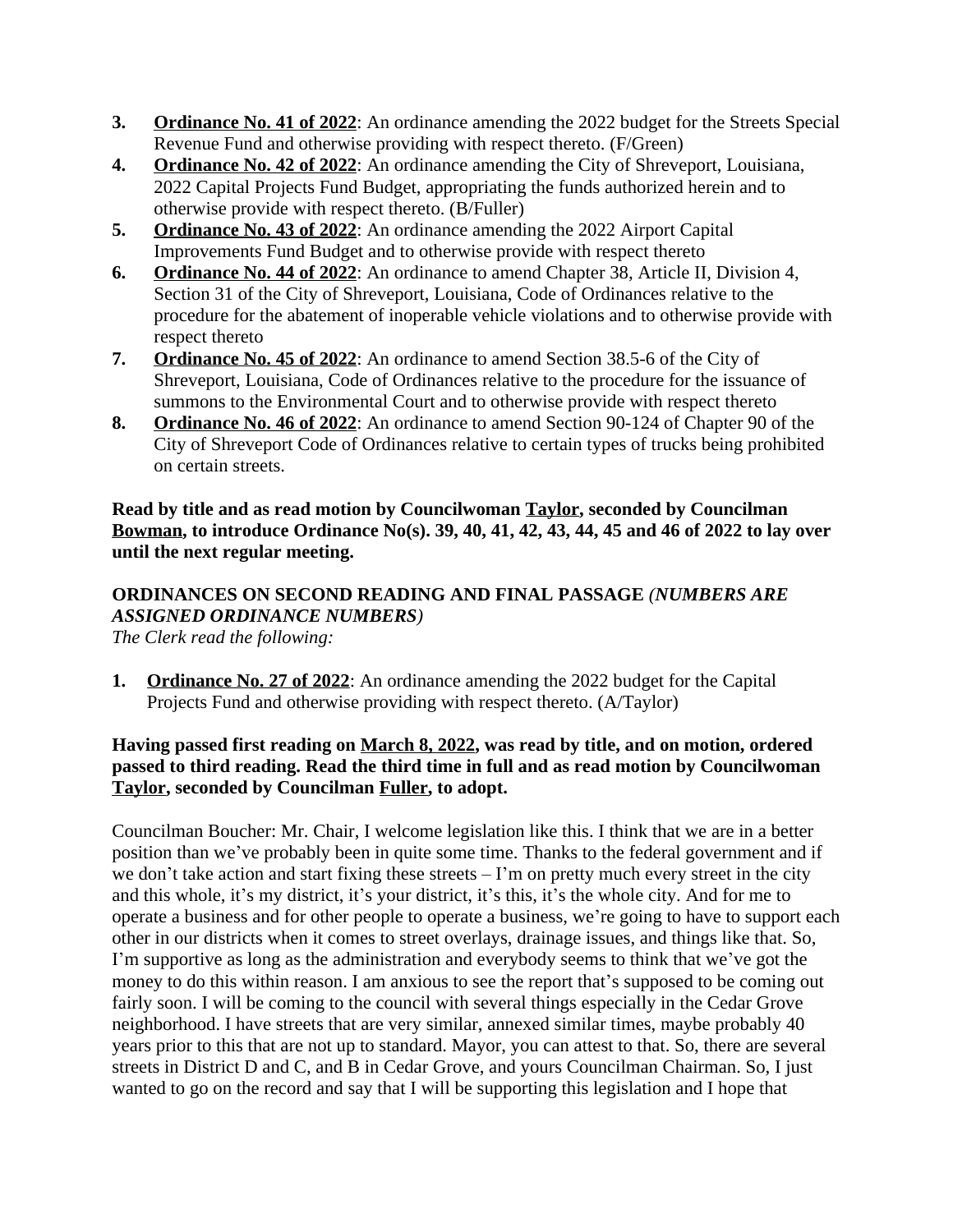3. **Ordinance No. 41 of 2022**: An ordinance amending the 2022 budget for the Streets Special Revenue Fund and otherwise providing with respect thereto. (F/Green)
4. **Ordinance No. 42 of 2022**: An ordinance amending the City of Shreveport, Louisiana, 2022 Capital Projects Fund Budget, appropriating the funds authorized herein and to otherwise provide with respect thereto. (B/Fuller)
5. **Ordinance No. 43 of 2022**: An ordinance amending the 2022 Airport Capital Improvements Fund Budget and to otherwise provide with respect thereto
6. **Ordinance No. 44 of 2022**: An ordinance to amend Chapter 38, Article II, Division 4, Section 31 of the City of Shreveport, Louisiana, Code of Ordinances relative to the procedure for the abatement of inoperable vehicle violations and to otherwise provide with respect thereto
7. **Ordinance No. 45 of 2022**: An ordinance to amend Section 38.5-6 of the City of Shreveport, Louisiana, Code of Ordinances relative to the procedure for the issuance of summons to the Environmental Court and to otherwise provide with respect thereto
8. **Ordinance No. 46 of 2022**: An ordinance to amend Section 90-124 of Chapter 90 of the City of Shreveport Code of Ordinances relative to certain types of trucks being prohibited on certain streets.

**Read by title and as read motion by Councilwoman Taylor, seconded by Councilman Bowman, to introduce Ordinance No(s). 39, 40, 41, 42, 43, 44, 45 and 46 of 2022 to lay over until the next regular meeting.**

**ORDINANCES ON SECOND READING AND FINAL PASSAGE** ***(NUMBERS ARE ASSIGNED ORDINANCE NUMBERS)***

*The Clerk read the following:*

1. **Ordinance No. 27 of 2022**: An ordinance amending the 2022 budget for the Capital Projects Fund and otherwise providing with respect thereto. (A/Taylor)

**Having passed first reading on March 8, 2022, was read by title, and on motion, ordered passed to third reading. Read the third time in full and as read motion by Councilwoman Taylor, seconded by Councilman Fuller, to adopt.**

Councilman Boucher: Mr. Chair, I welcome legislation like this. I think that we are in a better position than we've probably been in quite some time. Thanks to the federal government and if we don't take action and start fixing these streets – I'm on pretty much every street in the city and this whole, it's my district, it's your district, it's this, it's the whole city. And for me to operate a business and for other people to operate a business, we're going to have to support each other in our districts when it comes to street overlays, drainage issues, and things like that. So, I'm supportive as long as the administration and everybody seems to think that we've got the money to do this within reason. I am anxious to see the report that's supposed to be coming out fairly soon. I will be coming to the council with several things especially in the Cedar Grove neighborhood. I have streets that are very similar, annexed similar times, maybe probably 40 years prior to this that are not up to standard. Mayor, you can attest to that. So, there are several streets in District D and C, and B in Cedar Grove, and yours Councilman Chairman. So, I just wanted to go on the record and say that I will be supporting this legislation and I hope that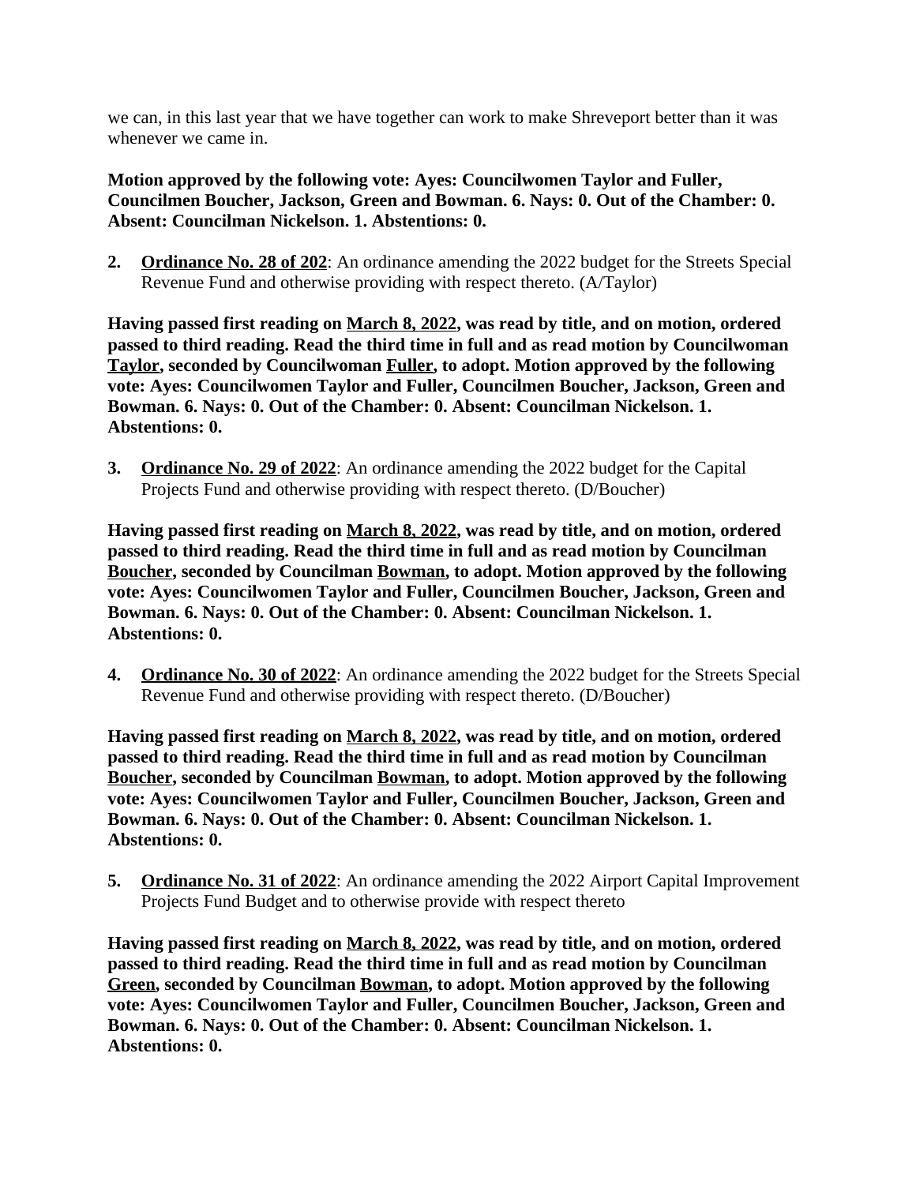we can, in this last year that we have together can work to make Shreveport better than it was whenever we came in.

**Motion approved by the following vote: Ayes: Councilwomen Taylor and Fuller, Councilmen Boucher, Jackson, Green and Bowman. 6. Nays: 0. Out of the Chamber: 0. Absent: Councilman Nickelson. 1. Abstentions: 0.**

2. **Ordinance No. 28 of 202**: An ordinance amending the 2022 budget for the Streets Special Revenue Fund and otherwise providing with respect thereto. (A/Taylor)

**Having passed first reading on March 8, 2022, was read by title, and on motion, ordered passed to third reading. Read the third time in full and as read motion by Councilwoman Taylor, seconded by Councilwoman Fuller, to adopt. Motion approved by the following vote: Ayes: Councilwomen Taylor and Fuller, Councilmen Boucher, Jackson, Green and Bowman. 6. Nays: 0. Out of the Chamber: 0. Absent: Councilman Nickelson. 1. Abstentions: 0.**

3. **Ordinance No. 29 of 2022**: An ordinance amending the 2022 budget for the Capital Projects Fund and otherwise providing with respect thereto. (D/Boucher)

**Having passed first reading on March 8, 2022, was read by title, and on motion, ordered passed to third reading. Read the third time in full and as read motion by Councilman Boucher, seconded by Councilman Bowman, to adopt. Motion approved by the following vote: Ayes: Councilwomen Taylor and Fuller, Councilmen Boucher, Jackson, Green and Bowman. 6. Nays: 0. Out of the Chamber: 0. Absent: Councilman Nickelson. 1. Abstentions: 0.**

4. **Ordinance No. 30 of 2022**: An ordinance amending the 2022 budget for the Streets Special Revenue Fund and otherwise providing with respect thereto. (D/Boucher)

**Having passed first reading on March 8, 2022, was read by title, and on motion, ordered passed to third reading. Read the third time in full and as read motion by Councilman Boucher, seconded by Councilman Bowman, to adopt. Motion approved by the following vote: Ayes: Councilwomen Taylor and Fuller, Councilmen Boucher, Jackson, Green and Bowman. 6. Nays: 0. Out of the Chamber: 0. Absent: Councilman Nickelson. 1. Abstentions: 0.**

5. **Ordinance No. 31 of 2022**: An ordinance amending the 2022 Airport Capital Improvement Projects Fund Budget and to otherwise provide with respect thereto

**Having passed first reading on March 8, 2022, was read by title, and on motion, ordered passed to third reading. Read the third time in full and as read motion by Councilman Green, seconded by Councilman Bowman, to adopt. Motion approved by the following vote: Ayes: Councilwomen Taylor and Fuller, Councilmen Boucher, Jackson, Green and Bowman. 6. Nays: 0. Out of the Chamber: 0. Absent: Councilman Nickelson. 1. Abstentions: 0.**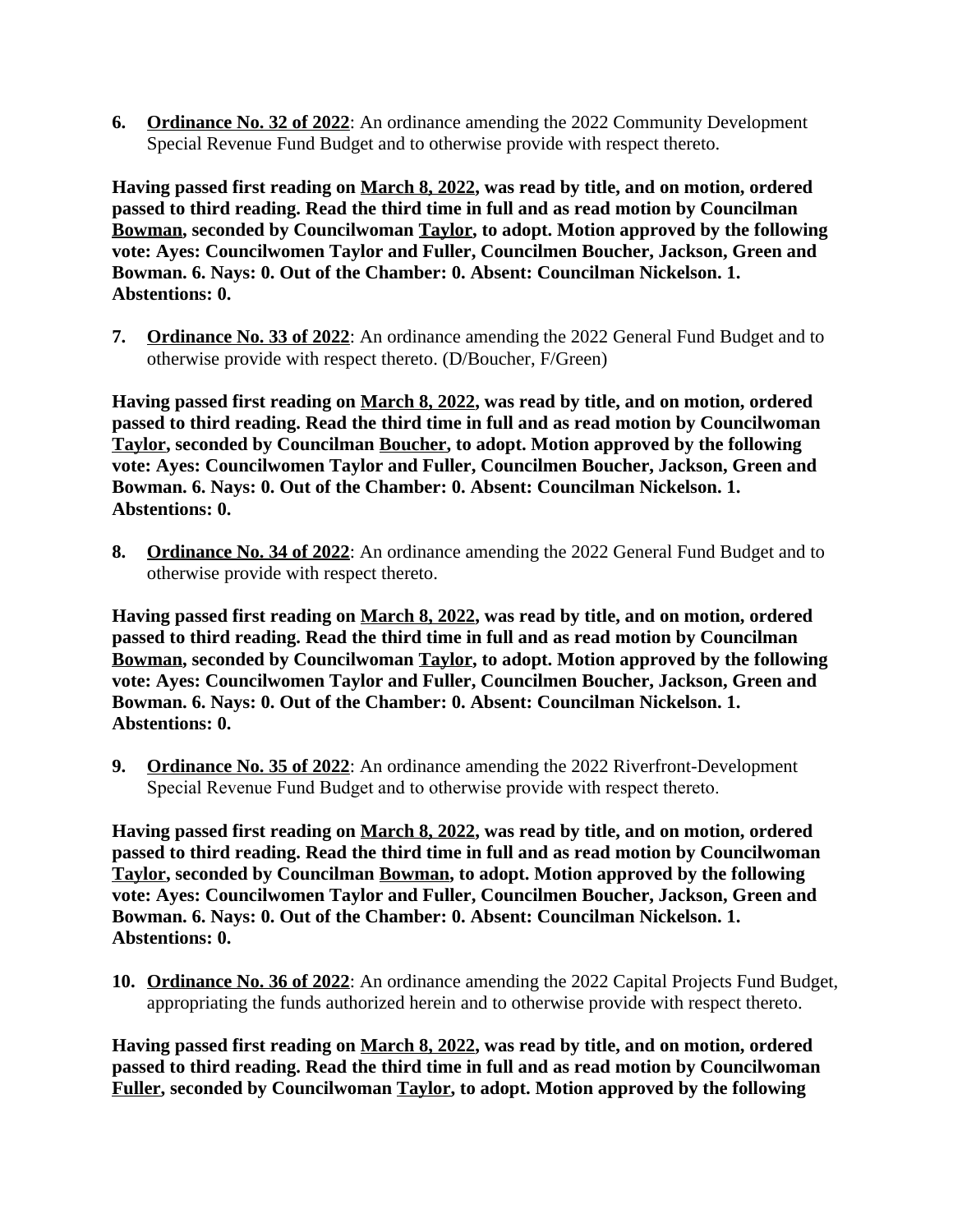6. **Ordinance No. 32 of 2022**: An ordinance amending the 2022 Community Development Special Revenue Fund Budget and to otherwise provide with respect thereto.

**Having passed first reading on March 8, 2022, was read by title, and on motion, ordered passed to third reading. Read the third time in full and as read motion by Councilman Bowman, seconded by Councilwoman Taylor, to adopt. Motion approved by the following vote: Ayes: Councilwomen Taylor and Fuller, Councilmen Boucher, Jackson, Green and Bowman. 6. Nays: 0. Out of the Chamber: 0. Absent: Councilman Nickelson. 1. Abstentions: 0.**

7. **Ordinance No. 33 of 2022**: An ordinance amending the 2022 General Fund Budget and to otherwise provide with respect thereto. (D/Boucher, F/Green)

**Having passed first reading on March 8, 2022, was read by title, and on motion, ordered passed to third reading. Read the third time in full and as read motion by Councilwoman Taylor, seconded by Councilman Boucher, to adopt. Motion approved by the following vote: Ayes: Councilwomen Taylor and Fuller, Councilmen Boucher, Jackson, Green and Bowman. 6. Nays: 0. Out of the Chamber: 0. Absent: Councilman Nickelson. 1. Abstentions: 0.**

8. **Ordinance No. 34 of 2022**: An ordinance amending the 2022 General Fund Budget and to otherwise provide with respect thereto.

**Having passed first reading on March 8, 2022, was read by title, and on motion, ordered passed to third reading. Read the third time in full and as read motion by Councilman Bowman, seconded by Councilwoman Taylor, to adopt. Motion approved by the following vote: Ayes: Councilwomen Taylor and Fuller, Councilmen Boucher, Jackson, Green and Bowman. 6. Nays: 0. Out of the Chamber: 0. Absent: Councilman Nickelson. 1. Abstentions: 0.**

9. **Ordinance No. 35 of 2022**: An ordinance amending the 2022 Riverfront-Development Special Revenue Fund Budget and to otherwise provide with respect thereto.

**Having passed first reading on March 8, 2022, was read by title, and on motion, ordered passed to third reading. Read the third time in full and as read motion by Councilwoman Taylor, seconded by Councilman Bowman, to adopt. Motion approved by the following vote: Ayes: Councilwomen Taylor and Fuller, Councilmen Boucher, Jackson, Green and Bowman. 6. Nays: 0. Out of the Chamber: 0. Absent: Councilman Nickelson. 1. Abstentions: 0.**

10. **Ordinance No. 36 of 2022**: An ordinance amending the 2022 Capital Projects Fund Budget, appropriating the funds authorized herein and to otherwise provide with respect thereto.

**Having passed first reading on March 8, 2022, was read by title, and on motion, ordered passed to third reading. Read the third time in full and as read motion by Councilwoman Fuller, seconded by Councilwoman Taylor, to adopt. Motion approved by the following**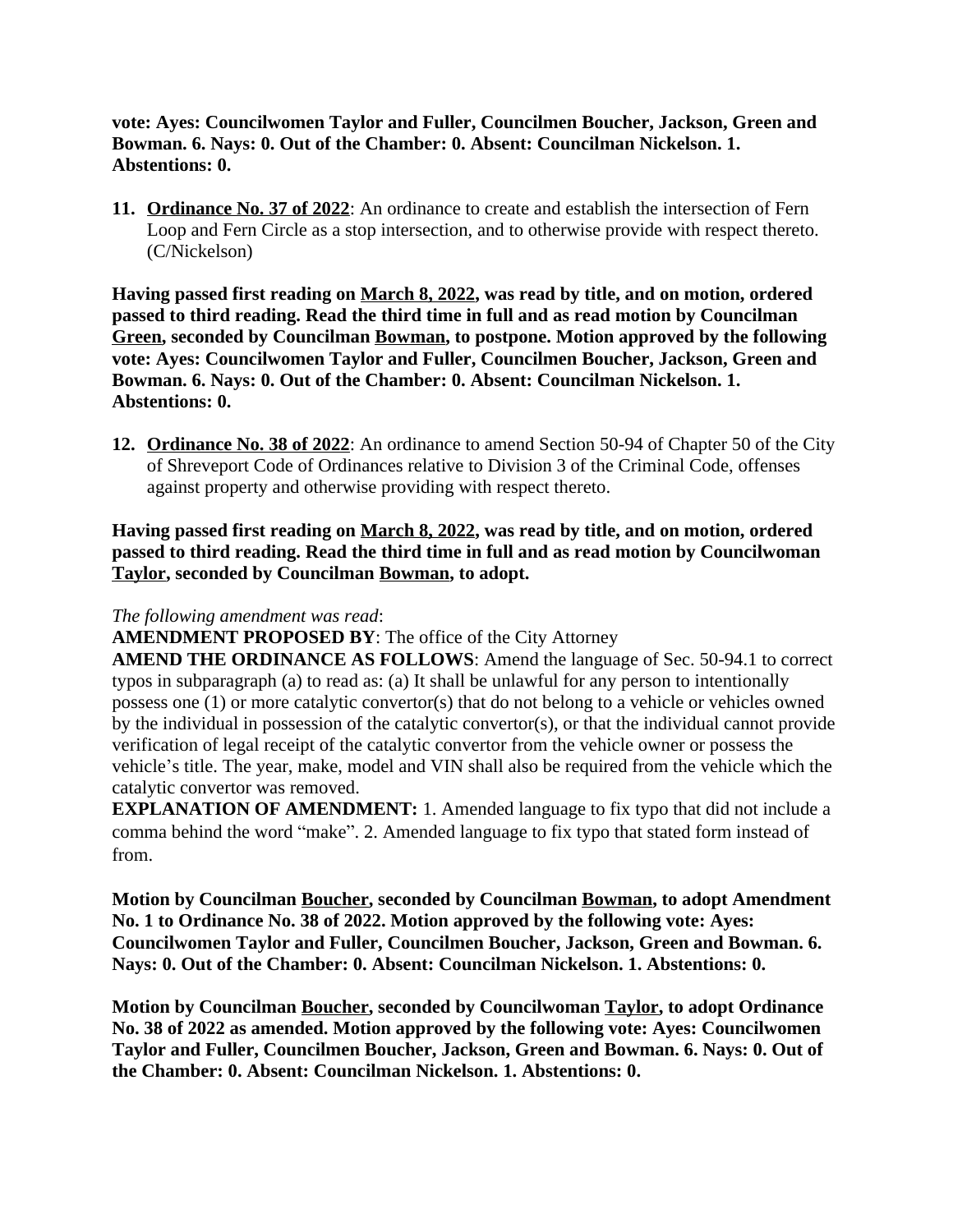**vote: Ayes: Councilwomen Taylor and Fuller, Councilmen Boucher, Jackson, Green and Bowman. 6. Nays: 0. Out of the Chamber: 0. Absent: Councilman Nickelson. 1. Abstentions: 0.**

11. **Ordinance No. 37 of 2022**: An ordinance to create and establish the intersection of Fern Loop and Fern Circle as a stop intersection, and to otherwise provide with respect thereto. (C/Nickelson)

**Having passed first reading on March 8, 2022, was read by title, and on motion, ordered passed to third reading. Read the third time in full and as read motion by Councilman Green, seconded by Councilman Bowman, to postpone. Motion approved by the following vote: Ayes: Councilwomen Taylor and Fuller, Councilmen Boucher, Jackson, Green and Bowman. 6. Nays: 0. Out of the Chamber: 0. Absent: Councilman Nickelson. 1. Abstentions: 0.**

12. **Ordinance No. 38 of 2022**: An ordinance to amend Section 50-94 of Chapter 50 of the City of Shreveport Code of Ordinances relative to Division 3 of the Criminal Code, offenses against property and otherwise providing with respect thereto.

**Having passed first reading on March 8, 2022, was read by title, and on motion, ordered passed to third reading. Read the third time in full and as read motion by Councilwoman Taylor, seconded by Councilman Bowman, to adopt.**

*The following amendment was read*:

**AMENDMENT PROPOSED BY**: The office of the City Attorney

**AMEND THE ORDINANCE AS FOLLOWS**: Amend the language of Sec. 50-94.1 to correct typos in subparagraph (a) to read as: (a) It shall be unlawful for any person to intentionally possess one (1) or more catalytic convertor(s) that do not belong to a vehicle or vehicles owned by the individual in possession of the catalytic convertor(s), or that the individual cannot provide verification of legal receipt of the catalytic convertor from the vehicle owner or possess the vehicle's title. The year, make, model and VIN shall also be required from the vehicle which the catalytic convertor was removed.

**EXPLANATION OF AMENDMENT:** 1. Amended language to fix typo that did not include a comma behind the word "make". 2. Amended language to fix typo that stated form instead of from.

**Motion by Councilman Boucher, seconded by Councilman Bowman, to adopt Amendment No. 1 to Ordinance No. 38 of 2022. Motion approved by the following vote: Ayes: Councilwomen Taylor and Fuller, Councilmen Boucher, Jackson, Green and Bowman. 6. Nays: 0. Out of the Chamber: 0. Absent: Councilman Nickelson. 1. Abstentions: 0.**

**Motion by Councilman Boucher, seconded by Councilwoman Taylor, to adopt Ordinance No. 38 of 2022 as amended. Motion approved by the following vote: Ayes: Councilwomen Taylor and Fuller, Councilmen Boucher, Jackson, Green and Bowman. 6. Nays: 0. Out of the Chamber: 0. Absent: Councilman Nickelson. 1. Abstentions: 0.**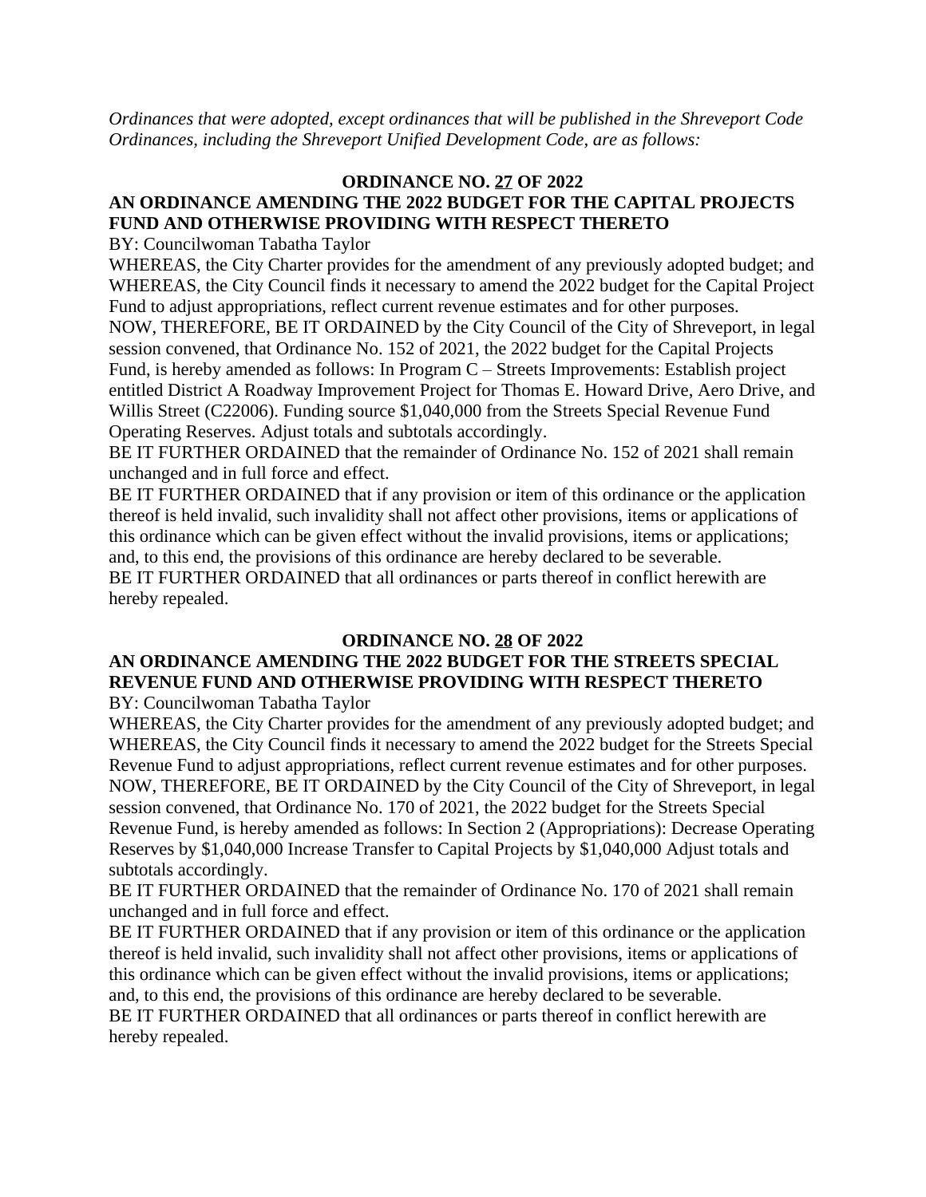*Ordinances that were adopted, except ordinances that will be published in the Shreveport Code Ordinances, including the Shreveport Unified Development Code, are as follows:*

**ORDINANCE NO. 27 OF 2022**

**AN ORDINANCE AMENDING THE 2022 BUDGET FOR THE CAPITAL PROJECTS FUND AND OTHERWISE PROVIDING WITH RESPECT THERETO**

BY: Councilwoman Tabatha Taylor

WHEREAS, the City Charter provides for the amendment of any previously adopted budget; and WHEREAS, the City Council finds it necessary to amend the 2022 budget for the Capital Project Fund to adjust appropriations, reflect current revenue estimates and for other purposes.

NOW, THEREFORE, BE IT ORDAINED by the City Council of the City of Shreveport, in legal session convened, that Ordinance No. 152 of 2021, the 2022 budget for the Capital Projects Fund, is hereby amended as follows: In Program C – Streets Improvements: Establish project entitled District A Roadway Improvement Project for Thomas E. Howard Drive, Aero Drive, and Willis Street (C22006). Funding source $1,040,000 from the Streets Special Revenue Fund Operating Reserves. Adjust totals and subtotals accordingly.

BE IT FURTHER ORDAINED that the remainder of Ordinance No. 152 of 2021 shall remain unchanged and in full force and effect.

BE IT FURTHER ORDAINED that if any provision or item of this ordinance or the application thereof is held invalid, such invalidity shall not affect other provisions, items or applications of this ordinance which can be given effect without the invalid provisions, items or applications; and, to this end, the provisions of this ordinance are hereby declared to be severable.

BE IT FURTHER ORDAINED that all ordinances or parts thereof in conflict herewith are hereby repealed.

**ORDINANCE NO. 28 OF 2022**

**AN ORDINANCE AMENDING THE 2022 BUDGET FOR THE STREETS SPECIAL REVENUE FUND AND OTHERWISE PROVIDING WITH RESPECT THERETO**

BY: Councilwoman Tabatha Taylor

WHEREAS, the City Charter provides for the amendment of any previously adopted budget; and WHEREAS, the City Council finds it necessary to amend the 2022 budget for the Streets Special Revenue Fund to adjust appropriations, reflect current revenue estimates and for other purposes.

NOW, THEREFORE, BE IT ORDAINED by the City Council of the City of Shreveport, in legal session convened, that Ordinance No. 170 of 2021, the 2022 budget for the Streets Special Revenue Fund, is hereby amended as follows: In Section 2 (Appropriations): Decrease Operating Reserves by $1,040,000 Increase Transfer to Capital Projects by $1,040,000 Adjust totals and subtotals accordingly.

BE IT FURTHER ORDAINED that the remainder of Ordinance No. 170 of 2021 shall remain unchanged and in full force and effect.

BE IT FURTHER ORDAINED that if any provision or item of this ordinance or the application thereof is held invalid, such invalidity shall not affect other provisions, items or applications of this ordinance which can be given effect without the invalid provisions, items or applications; and, to this end, the provisions of this ordinance are hereby declared to be severable.

BE IT FURTHER ORDAINED that all ordinances or parts thereof in conflict herewith are hereby repealed.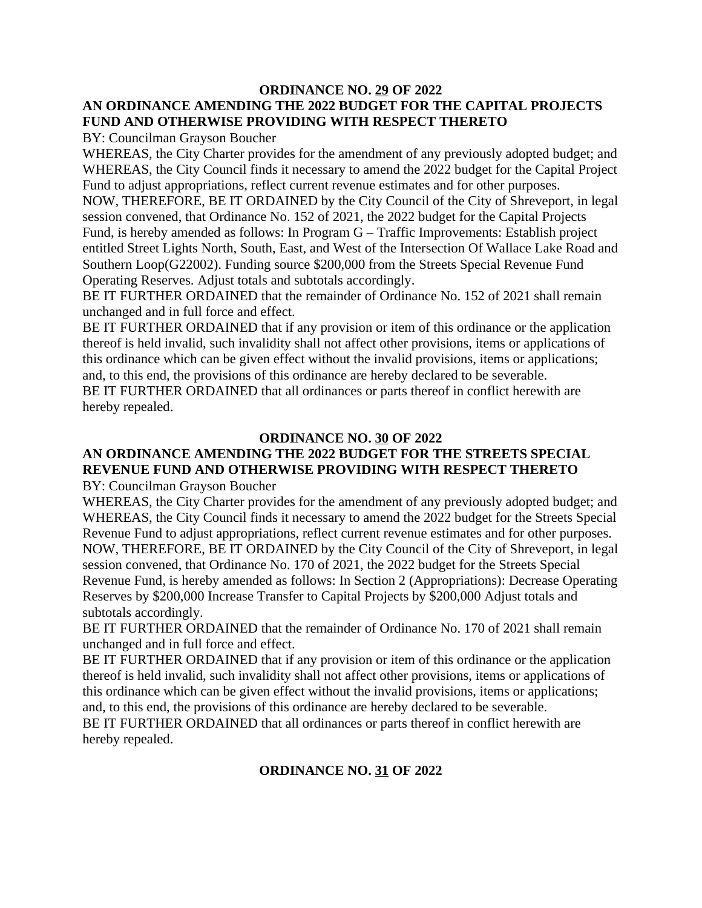**ORDINANCE NO. 29 OF 2022**

**AN ORDINANCE AMENDING THE 2022 BUDGET FOR THE CAPITAL PROJECTS FUND AND OTHERWISE PROVIDING WITH RESPECT THERETO**

BY: Councilman Grayson Boucher

WHEREAS, the City Charter provides for the amendment of any previously adopted budget; and WHEREAS, the City Council finds it necessary to amend the 2022 budget for the Capital Project Fund to adjust appropriations, reflect current revenue estimates and for other purposes.

NOW, THEREFORE, BE IT ORDAINED by the City Council of the City of Shreveport, in legal session convened, that Ordinance No. 152 of 2021, the 2022 budget for the Capital Projects Fund, is hereby amended as follows: In Program G – Traffic Improvements: Establish project entitled Street Lights North, South, East, and West of the Intersection Of Wallace Lake Road and Southern Loop(G22002). Funding source $200,000 from the Streets Special Revenue Fund Operating Reserves. Adjust totals and subtotals accordingly.

BE IT FURTHER ORDAINED that the remainder of Ordinance No. 152 of 2021 shall remain unchanged and in full force and effect.

BE IT FURTHER ORDAINED that if any provision or item of this ordinance or the application thereof is held invalid, such invalidity shall not affect other provisions, items or applications of this ordinance which can be given effect without the invalid provisions, items or applications; and, to this end, the provisions of this ordinance are hereby declared to be severable.

BE IT FURTHER ORDAINED that all ordinances or parts thereof in conflict herewith are hereby repealed.

**ORDINANCE NO. 30 OF 2022**

**AN ORDINANCE AMENDING THE 2022 BUDGET FOR THE STREETS SPECIAL REVENUE FUND AND OTHERWISE PROVIDING WITH RESPECT THERETO**

BY: Councilman Grayson Boucher

WHEREAS, the City Charter provides for the amendment of any previously adopted budget; and WHEREAS, the City Council finds it necessary to amend the 2022 budget for the Streets Special Revenue Fund to adjust appropriations, reflect current revenue estimates and for other purposes.

NOW, THEREFORE, BE IT ORDAINED by the City Council of the City of Shreveport, in legal session convened, that Ordinance No. 170 of 2021, the 2022 budget for the Streets Special Revenue Fund, is hereby amended as follows: In Section 2 (Appropriations): Decrease Operating Reserves by $200,000 Increase Transfer to Capital Projects by $200,000 Adjust totals and subtotals accordingly.

BE IT FURTHER ORDAINED that the remainder of Ordinance No. 170 of 2021 shall remain unchanged and in full force and effect.

BE IT FURTHER ORDAINED that if any provision or item of this ordinance or the application thereof is held invalid, such invalidity shall not affect other provisions, items or applications of this ordinance which can be given effect without the invalid provisions, items or applications; and, to this end, the provisions of this ordinance are hereby declared to be severable.

BE IT FURTHER ORDAINED that all ordinances or parts thereof in conflict herewith are hereby repealed.

**ORDINANCE NO. 31 OF 2022**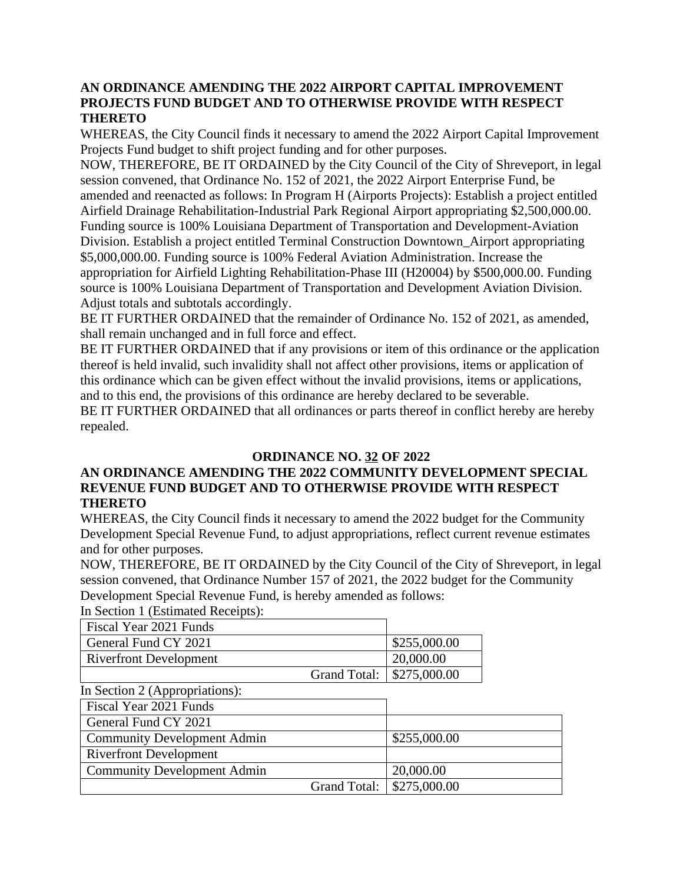**AN ORDINANCE AMENDING THE 2022 AIRPORT CAPITAL IMPROVEMENT PROJECTS FUND BUDGET AND TO OTHERWISE PROVIDE WITH RESPECT THERETO**

WHEREAS, the City Council finds it necessary to amend the 2022 Airport Capital Improvement Projects Fund budget to shift project funding and for other purposes.

NOW, THEREFORE, BE IT ORDAINED by the City Council of the City of Shreveport, in legal session convened, that Ordinance No. 152 of 2021, the 2022 Airport Enterprise Fund, be amended and reenacted as follows: In Program H (Airports Projects): Establish a project entitled Airfield Drainage Rehabilitation-Industrial Park Regional Airport appropriating $2,500,000.00. Funding source is 100% Louisiana Department of Transportation and Development-Aviation Division. Establish a project entitled Terminal Construction Downtown_Airport appropriating $5,000,000.00. Funding source is 100% Federal Aviation Administration. Increase the appropriation for Airfield Lighting Rehabilitation-Phase III (H20004) by $500,000.00. Funding source is 100% Louisiana Department of Transportation and Development Aviation Division. Adjust totals and subtotals accordingly.

BE IT FURTHER ORDAINED that the remainder of Ordinance No. 152 of 2021, as amended, shall remain unchanged and in full force and effect.

BE IT FURTHER ORDAINED that if any provisions or item of this ordinance or the application thereof is held invalid, such invalidity shall not affect other provisions, items or application of this ordinance which can be given effect without the invalid provisions, items or applications, and to this end, the provisions of this ordinance are hereby declared to be severable.

BE IT FURTHER ORDAINED that all ordinances or parts thereof in conflict hereby are hereby repealed.

**ORDINANCE NO. 32 OF 2022**

**AN ORDINANCE AMENDING THE 2022 COMMUNITY DEVELOPMENT SPECIAL REVENUE FUND BUDGET AND TO OTHERWISE PROVIDE WITH RESPECT THERETO**

WHEREAS, the City Council finds it necessary to amend the 2022 budget for the Community Development Special Revenue Fund, to adjust appropriations, reflect current revenue estimates and for other purposes.

NOW, THEREFORE, BE IT ORDAINED by the City Council of the City of Shreveport, in legal session convened, that Ordinance Number 157 of 2021, the 2022 budget for the Community Development Special Revenue Fund, is hereby amended as follows:

In Section 1 (Estimated Receipts):

| Fiscal Year 2021 Funds | |
|---|---|
| General Fund CY 2021 | $255,000.00 |
| Riverfront Development | 20,000.00 |
| Grand Total: | $275,000.00 |

In Section 2 (Appropriations):

| Fiscal Year 2021 Funds | |
|---|---|
| General Fund CY 2021 | |
| Community Development Admin | $255,000.00 |
| Riverfront Development | |
| Community Development Admin | 20,000.00 |
| Grand Total: | $275,000.00 |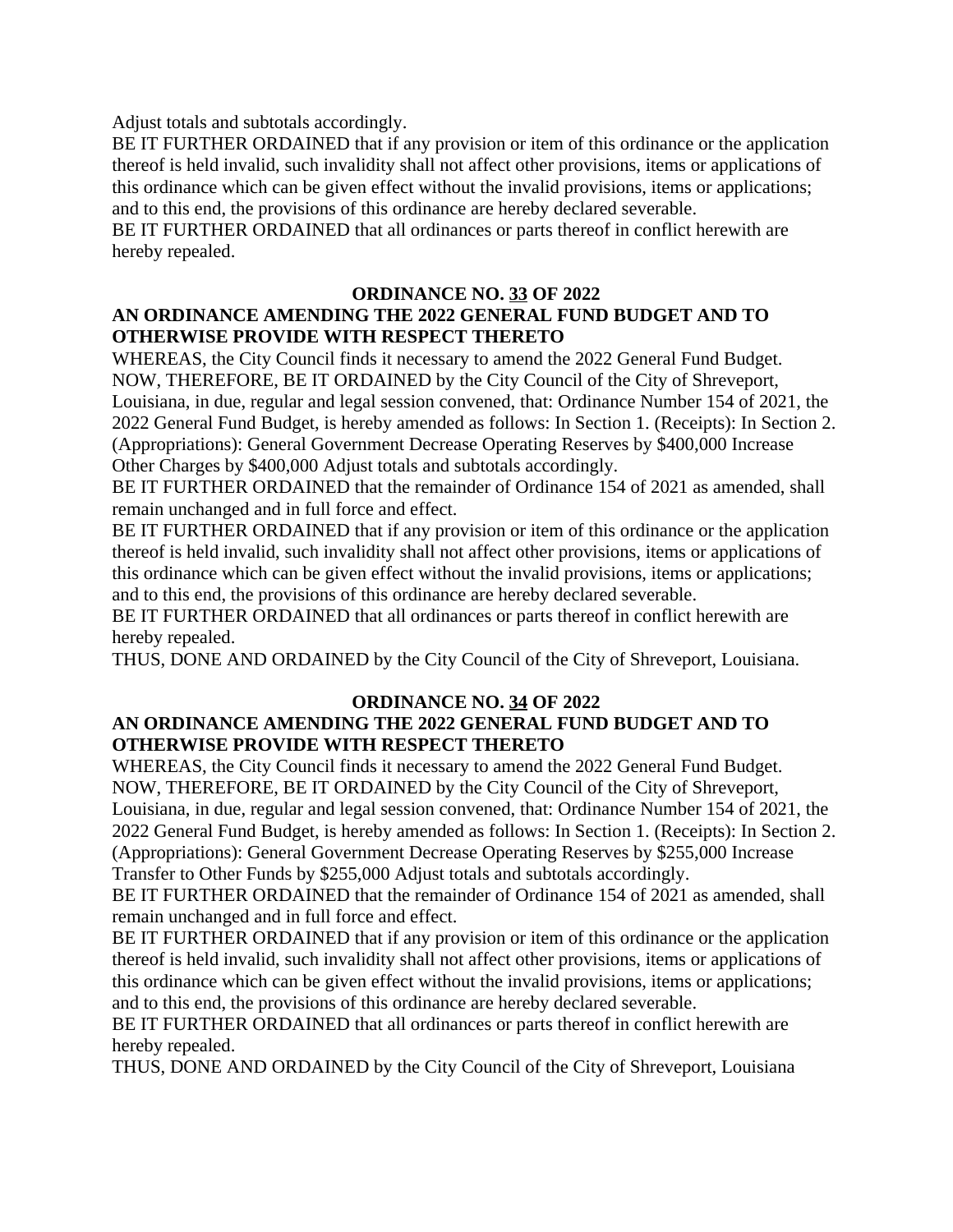Adjust totals and subtotals accordingly.

BE IT FURTHER ORDAINED that if any provision or item of this ordinance or the application thereof is held invalid, such invalidity shall not affect other provisions, items or applications of this ordinance which can be given effect without the invalid provisions, items or applications; and to this end, the provisions of this ordinance are hereby declared severable.

BE IT FURTHER ORDAINED that all ordinances or parts thereof in conflict herewith are hereby repealed.

**ORDINANCE NO. 33 OF 2022**

**AN ORDINANCE AMENDING THE 2022 GENERAL FUND BUDGET AND TO OTHERWISE PROVIDE WITH RESPECT THERETO**

WHEREAS, the City Council finds it necessary to amend the 2022 General Fund Budget.

NOW, THEREFORE, BE IT ORDAINED by the City Council of the City of Shreveport, Louisiana, in due, regular and legal session convened, that: Ordinance Number 154 of 2021, the 2022 General Fund Budget, is hereby amended as follows: In Section 1. (Receipts): In Section 2. (Appropriations): General Government Decrease Operating Reserves by $400,000 Increase Other Charges by $400,000 Adjust totals and subtotals accordingly.

BE IT FURTHER ORDAINED that the remainder of Ordinance 154 of 2021 as amended, shall remain unchanged and in full force and effect.

BE IT FURTHER ORDAINED that if any provision or item of this ordinance or the application thereof is held invalid, such invalidity shall not affect other provisions, items or applications of this ordinance which can be given effect without the invalid provisions, items or applications; and to this end, the provisions of this ordinance are hereby declared severable.

BE IT FURTHER ORDAINED that all ordinances or parts thereof in conflict herewith are hereby repealed.

THUS, DONE AND ORDAINED by the City Council of the City of Shreveport, Louisiana.

**ORDINANCE NO. 34 OF 2022**

**AN ORDINANCE AMENDING THE 2022 GENERAL FUND BUDGET AND TO OTHERWISE PROVIDE WITH RESPECT THERETO**

WHEREAS, the City Council finds it necessary to amend the 2022 General Fund Budget.

NOW, THEREFORE, BE IT ORDAINED by the City Council of the City of Shreveport, Louisiana, in due, regular and legal session convened, that: Ordinance Number 154 of 2021, the 2022 General Fund Budget, is hereby amended as follows: In Section 1. (Receipts): In Section 2. (Appropriations): General Government Decrease Operating Reserves by $255,000 Increase Transfer to Other Funds by $255,000 Adjust totals and subtotals accordingly.

BE IT FURTHER ORDAINED that the remainder of Ordinance 154 of 2021 as amended, shall remain unchanged and in full force and effect.

BE IT FURTHER ORDAINED that if any provision or item of this ordinance or the application thereof is held invalid, such invalidity shall not affect other provisions, items or applications of this ordinance which can be given effect without the invalid provisions, items or applications; and to this end, the provisions of this ordinance are hereby declared severable.

BE IT FURTHER ORDAINED that all ordinances or parts thereof in conflict herewith are hereby repealed.

THUS, DONE AND ORDAINED by the City Council of the City of Shreveport, Louisiana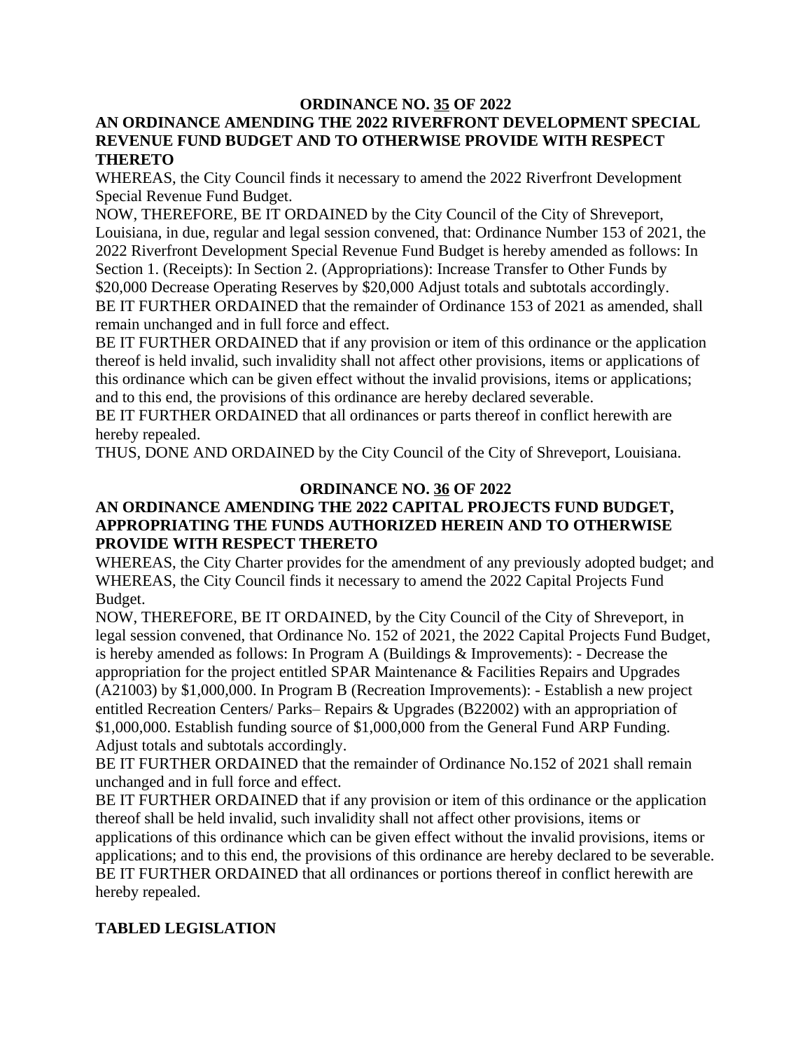**ORDINANCE NO. 35 OF 2022**

**AN ORDINANCE AMENDING THE 2022 RIVERFRONT DEVELOPMENT SPECIAL REVENUE FUND BUDGET AND TO OTHERWISE PROVIDE WITH RESPECT THERETO**

WHEREAS, the City Council finds it necessary to amend the 2022 Riverfront Development Special Revenue Fund Budget.

NOW, THEREFORE, BE IT ORDAINED by the City Council of the City of Shreveport, Louisiana, in due, regular and legal session convened, that: Ordinance Number 153 of 2021, the 2022 Riverfront Development Special Revenue Fund Budget is hereby amended as follows: In Section 1. (Receipts): In Section 2. (Appropriations): Increase Transfer to Other Funds by $20,000 Decrease Operating Reserves by $20,000 Adjust totals and subtotals accordingly.

BE IT FURTHER ORDAINED that the remainder of Ordinance 153 of 2021 as amended, shall remain unchanged and in full force and effect.

BE IT FURTHER ORDAINED that if any provision or item of this ordinance or the application thereof is held invalid, such invalidity shall not affect other provisions, items or applications of this ordinance which can be given effect without the invalid provisions, items or applications; and to this end, the provisions of this ordinance are hereby declared severable.

BE IT FURTHER ORDAINED that all ordinances or parts thereof in conflict herewith are hereby repealed.

THUS, DONE AND ORDAINED by the City Council of the City of Shreveport, Louisiana.

**ORDINANCE NO. 36 OF 2022**

**AN ORDINANCE AMENDING THE 2022 CAPITAL PROJECTS FUND BUDGET, APPROPRIATING THE FUNDS AUTHORIZED HEREIN AND TO OTHERWISE PROVIDE WITH RESPECT THERETO**

WHEREAS, the City Charter provides for the amendment of any previously adopted budget; and WHEREAS, the City Council finds it necessary to amend the 2022 Capital Projects Fund Budget.

NOW, THEREFORE, BE IT ORDAINED, by the City Council of the City of Shreveport, in legal session convened, that Ordinance No. 152 of 2021, the 2022 Capital Projects Fund Budget, is hereby amended as follows: In Program A (Buildings & Improvements): - Decrease the appropriation for the project entitled SPAR Maintenance & Facilities Repairs and Upgrades (A21003) by $1,000,000. In Program B (Recreation Improvements): - Establish a new project entitled Recreation Centers/ Parks– Repairs & Upgrades (B22002) with an appropriation of $1,000,000. Establish funding source of $1,000,000 from the General Fund ARP Funding. Adjust totals and subtotals accordingly.

BE IT FURTHER ORDAINED that the remainder of Ordinance No.152 of 2021 shall remain unchanged and in full force and effect.

BE IT FURTHER ORDAINED that if any provision or item of this ordinance or the application thereof shall be held invalid, such invalidity shall not affect other provisions, items or applications of this ordinance which can be given effect without the invalid provisions, items or applications; and to this end, the provisions of this ordinance are hereby declared to be severable.

BE IT FURTHER ORDAINED that all ordinances or portions thereof in conflict herewith are hereby repealed.

**TABLED LEGISLATION**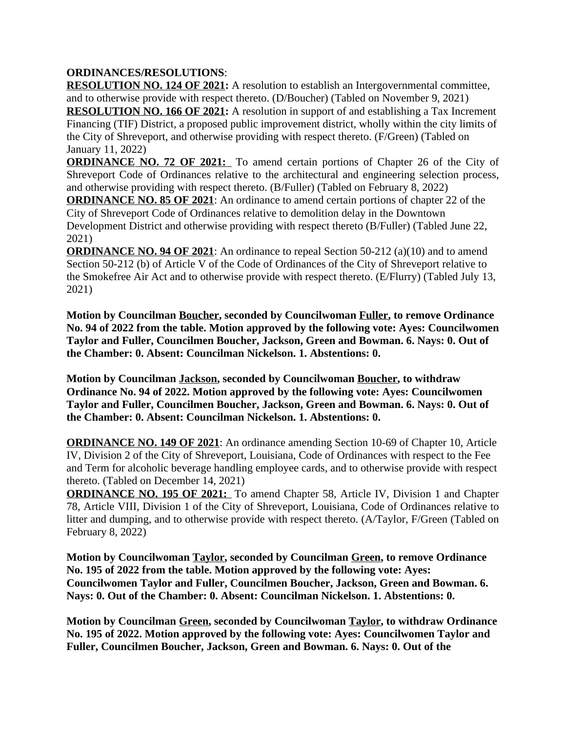**ORDINANCES/RESOLUTIONS**:

**RESOLUTION NO. 124 OF 2021:** A resolution to establish an Intergovernmental committee, and to otherwise provide with respect thereto. (D/Boucher) (Tabled on November 9, 2021)

**RESOLUTION NO. 166 OF 2021:** A resolution in support of and establishing a Tax Increment Financing (TIF) District, a proposed public improvement district, wholly within the city limits of the City of Shreveport, and otherwise providing with respect thereto. (F/Green) (Tabled on January 11, 2022)

**ORDINANCE NO. 72 OF 2021:** To amend certain portions of Chapter 26 of the City of Shreveport Code of Ordinances relative to the architectural and engineering selection process, and otherwise providing with respect thereto. (B/Fuller) (Tabled on February 8, 2022)

**ORDINANCE NO. 85 OF 2021**: An ordinance to amend certain portions of chapter 22 of the City of Shreveport Code of Ordinances relative to demolition delay in the Downtown Development District and otherwise providing with respect thereto (B/Fuller) (Tabled June 22, 2021)

**ORDINANCE NO. 94 OF 2021**: An ordinance to repeal Section 50-212 (a)(10) and to amend Section 50-212 (b) of Article V of the Code of Ordinances of the City of Shreveport relative to the Smokefree Air Act and to otherwise provide with respect thereto. (E/Flurry) (Tabled July 13, 2021)

**Motion by Councilman Boucher, seconded by Councilwoman Fuller, to remove Ordinance No. 94 of 2022 from the table. Motion approved by the following vote: Ayes: Councilwomen Taylor and Fuller, Councilmen Boucher, Jackson, Green and Bowman. 6. Nays: 0. Out of the Chamber: 0. Absent: Councilman Nickelson. 1. Abstentions: 0.**

**Motion by Councilman Jackson, seconded by Councilwoman Boucher, to withdraw Ordinance No. 94 of 2022. Motion approved by the following vote: Ayes: Councilwomen Taylor and Fuller, Councilmen Boucher, Jackson, Green and Bowman. 6. Nays: 0. Out of the Chamber: 0. Absent: Councilman Nickelson. 1. Abstentions: 0.**

**ORDINANCE NO. 149 OF 2021**: An ordinance amending Section 10-69 of Chapter 10, Article IV, Division 2 of the City of Shreveport, Louisiana, Code of Ordinances with respect to the Fee and Term for alcoholic beverage handling employee cards, and to otherwise provide with respect thereto. (Tabled on December 14, 2021)

**ORDINANCE NO. 195 OF 2021:** To amend Chapter 58, Article IV, Division 1 and Chapter 78, Article VIII, Division 1 of the City of Shreveport, Louisiana, Code of Ordinances relative to litter and dumping, and to otherwise provide with respect thereto. (A/Taylor, F/Green (Tabled on February 8, 2022)

**Motion by Councilwoman Taylor, seconded by Councilman Green, to remove Ordinance No. 195 of 2022 from the table. Motion approved by the following vote: Ayes: Councilwomen Taylor and Fuller, Councilmen Boucher, Jackson, Green and Bowman. 6. Nays: 0. Out of the Chamber: 0. Absent: Councilman Nickelson. 1. Abstentions: 0.**

**Motion by Councilman Green, seconded by Councilwoman Taylor, to withdraw Ordinance No. 195 of 2022. Motion approved by the following vote: Ayes: Councilwomen Taylor and Fuller, Councilmen Boucher, Jackson, Green and Bowman. 6. Nays: 0. Out of the**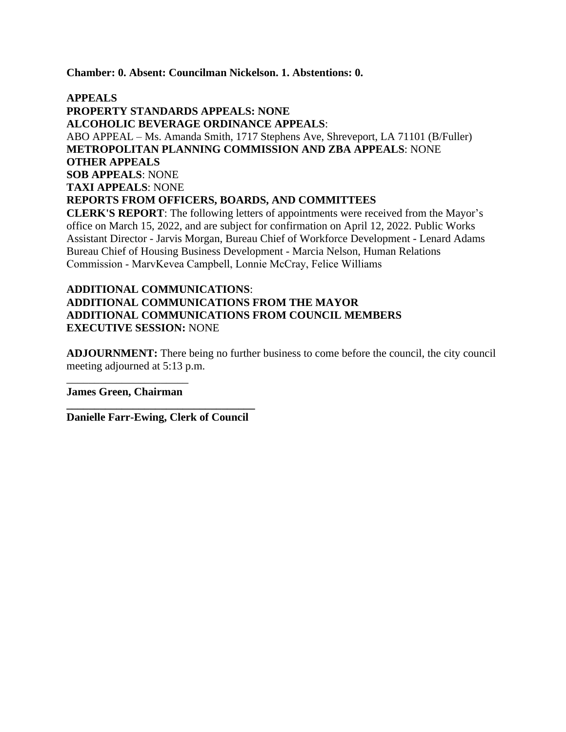**Chamber: 0. Absent: Councilman Nickelson. 1. Abstentions: 0.**

**APPEALS**
**PROPERTY STANDARDS APPEALS: NONE**
**ALCOHOLIC BEVERAGE ORDINANCE APPEALS**:
ABO APPEAL – Ms. Amanda Smith, 1717 Stephens Ave, Shreveport, LA 71101 (B/Fuller)
**METROPOLITAN PLANNING COMMISSION AND ZBA APPEALS**: NONE
**OTHER APPEALS**
**SOB APPEALS**: NONE
**TAXI APPEALS**: NONE
**REPORTS FROM OFFICERS, BOARDS, AND COMMITTEES**
**CLERK'S REPORT**: The following letters of appointments were received from the Mayor's office on March 15, 2022, and are subject for confirmation on April 12, 2022. Public Works Assistant Director - Jarvis Morgan, Bureau Chief of Workforce Development - Lenard Adams Bureau Chief of Housing Business Development - Marcia Nelson, Human Relations Commission - MarvKevea Campbell, Lonnie McCray, Felice Williams

**ADDITIONAL COMMUNICATIONS**:
**ADDITIONAL COMMUNICATIONS FROM THE MAYOR**
**ADDITIONAL COMMUNICATIONS FROM COUNCIL MEMBERS**
**EXECUTIVE SESSION:** NONE

**ADJOURNMENT:** There being no further business to come before the council, the city council meeting adjourned at 5:13 p.m.

______________________
**James Green, Chairman**

**__________________________________**
**Danielle Farr-Ewing, Clerk of Council**